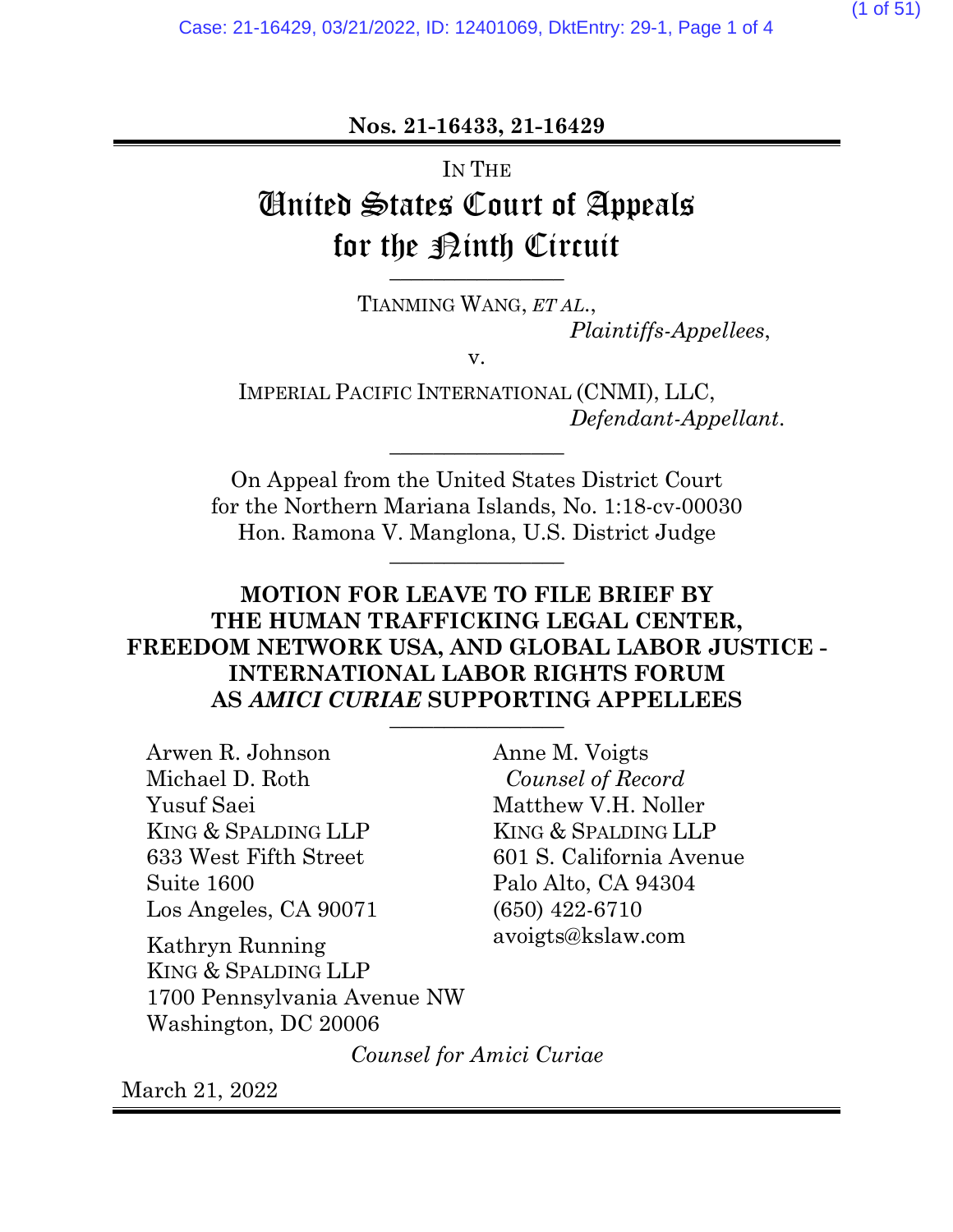**Nos. 21-16433, 21-16429**

IN THE

# United States Court of Appeals for the Ninth Circuit

TIANMING WANG, *ET AL.*,
*Plaintiffs-Appellees*,

v.

IMPERIAL PACIFIC INTERNATIONAL (CNMI), LLC,
*Defendant-Appellant*.

On Appeal from the United States District Court for the Northern Mariana Islands, No. 1:18-cv-00030
Hon. Ramona V. Manglona, U.S. District Judge

## MOTION FOR LEAVE TO FILE BRIEF BY THE HUMAN TRAFFICKING LEGAL CENTER, FREEDOM NETWORK USA, AND GLOBAL LABOR JUSTICE - INTERNATIONAL LABOR RIGHTS FORUM AS *AMICI CURIAE* SUPPORTING APPELLEES

Arwen R. Johnson
Michael D. Roth
Yusuf Saei
KING & SPALDING LLP
633 West Fifth Street
Suite 1600
Los Angeles, CA 90071

Kathryn Running
KING & SPALDING LLP
1700 Pennsylvania Avenue NW
Washington, DC 20006

Anne M. Voigts
*Counsel of Record*
Matthew V.H. Noller
KING & SPALDING LLP
601 S. California Avenue
Palo Alto, CA 94304
(650) 422-6710
avoigts@kslaw.com

*Counsel for Amici Curiae*

March 21, 2022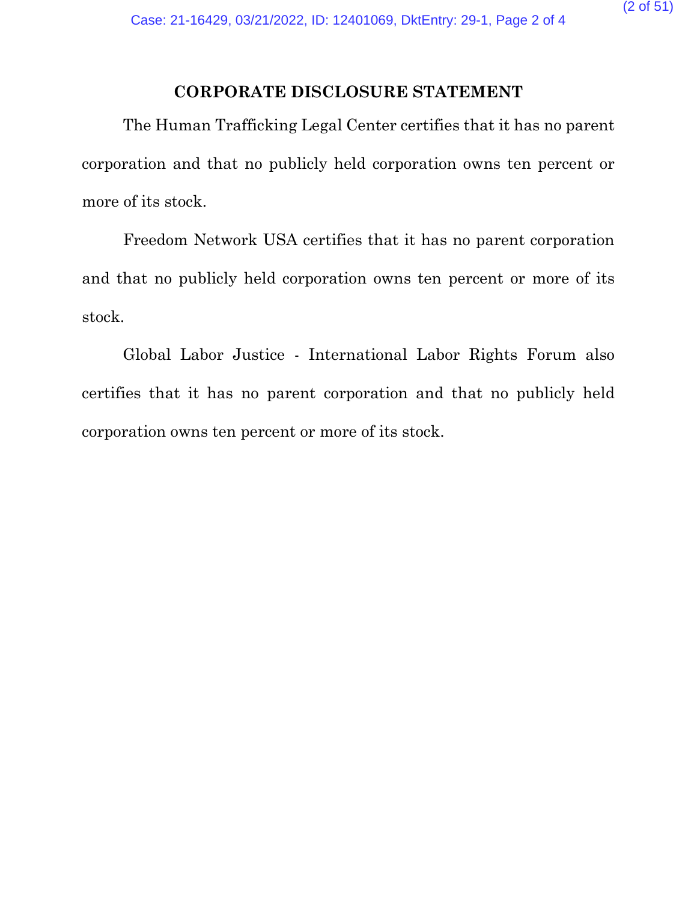## CORPORATE DISCLOSURE STATEMENT

The Human Trafficking Legal Center certifies that it has no parent corporation and that no publicly held corporation owns ten percent or more of its stock.

Freedom Network USA certifies that it has no parent corporation and that no publicly held corporation owns ten percent or more of its stock.

Global Labor Justice - International Labor Rights Forum also certifies that it has no parent corporation and that no publicly held corporation owns ten percent or more of its stock.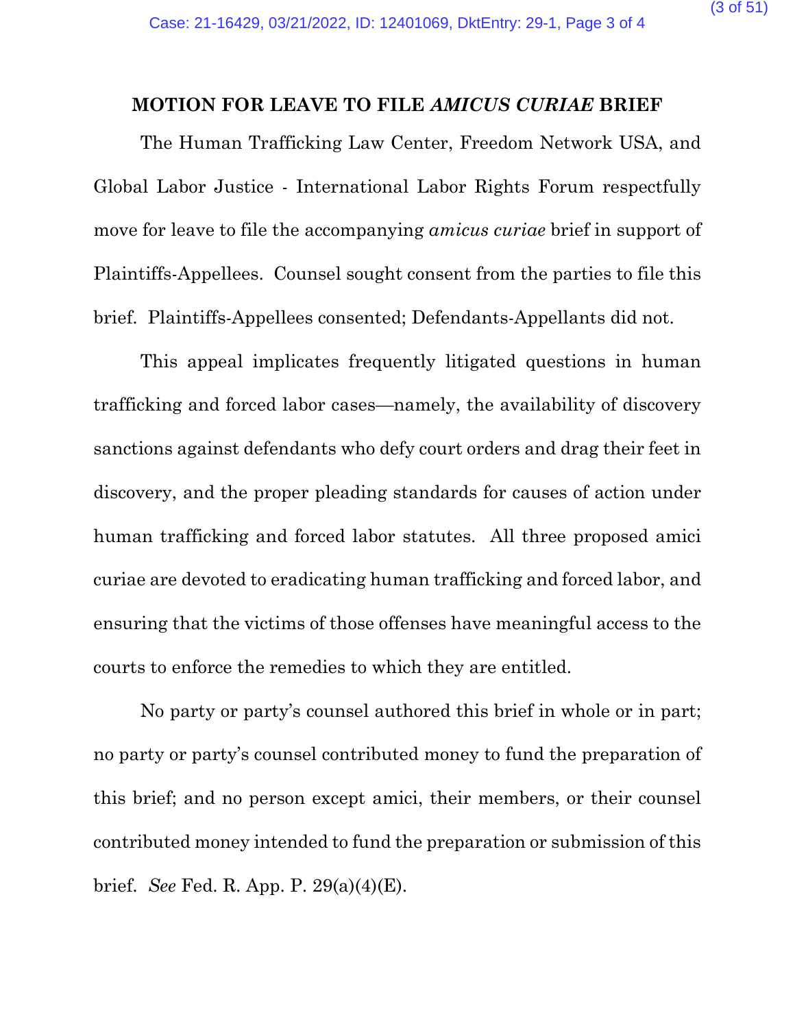## MOTION FOR LEAVE TO FILE *AMICUS CURIAE* BRIEF

The Human Trafficking Law Center, Freedom Network USA, and Global Labor Justice - International Labor Rights Forum respectfully move for leave to file the accompanying *amicus curiae* brief in support of Plaintiffs-Appellees. Counsel sought consent from the parties to file this brief. Plaintiffs-Appellees consented; Defendants-Appellants did not.

This appeal implicates frequently litigated questions in human trafficking and forced labor cases—namely, the availability of discovery sanctions against defendants who defy court orders and drag their feet in discovery, and the proper pleading standards for causes of action under human trafficking and forced labor statutes. All three proposed amici curiae are devoted to eradicating human trafficking and forced labor, and ensuring that the victims of those offenses have meaningful access to the courts to enforce the remedies to which they are entitled.

No party or party's counsel authored this brief in whole or in part; no party or party's counsel contributed money to fund the preparation of this brief; and no person except amici, their members, or their counsel contributed money intended to fund the preparation or submission of this brief. *See* Fed. R. App. P. 29(a)(4)(E).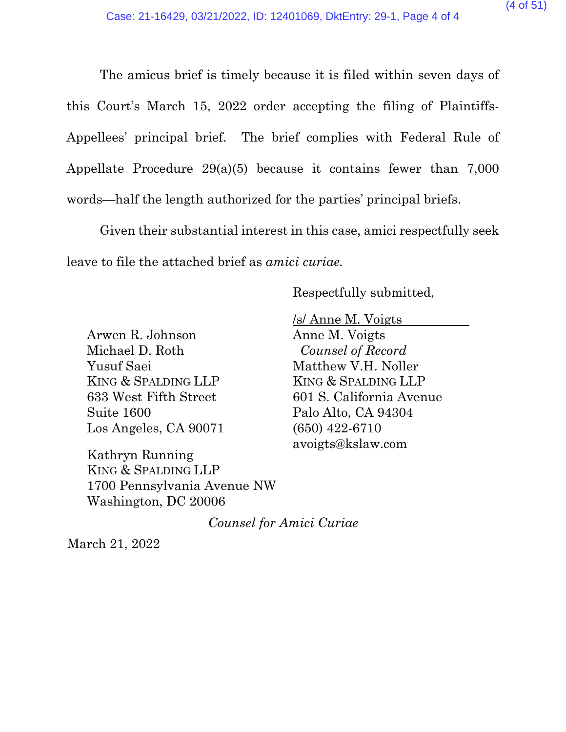The amicus brief is timely because it is filed within seven days of this Court's March 15, 2022 order accepting the filing of Plaintiffs-Appellees' principal brief. The brief complies with Federal Rule of Appellate Procedure 29(a)(5) because it contains fewer than 7,000 words—half the length authorized for the parties' principal briefs.

Given their substantial interest in this case, amici respectfully seek leave to file the attached brief as *amici curiae.*

Respectfully submitted,

/s/ Anne M. Voigts
Anne M. Voigts
*Counsel of Record*
Matthew V.H. Noller
KING & SPALDING LLP
601 S. California Avenue
Palo Alto, CA 94304
(650) 422-6710
avoigts@kslaw.com

Arwen R. Johnson
Michael D. Roth
Yusuf Saei
KING & SPALDING LLP
633 West Fifth Street
Suite 1600
Los Angeles, CA 90071

Kathryn Running
KING & SPALDING LLP
1700 Pennsylvania Avenue NW
Washington, DC 20006

*Counsel for Amici Curiae*

March 21, 2022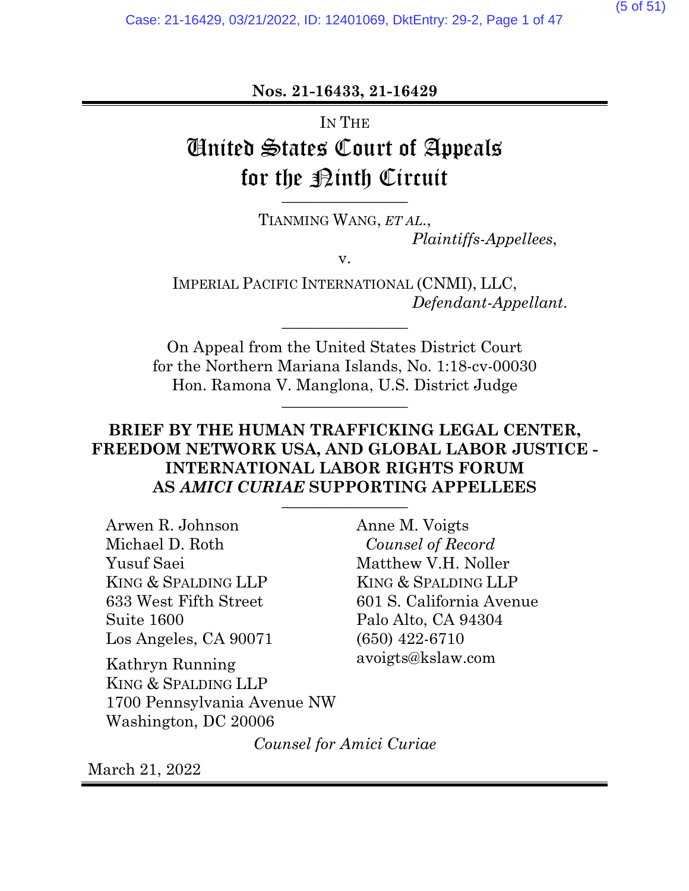**Nos. 21-16433, 21-16429**

IN THE

# United States Court of Appeals for the Ninth Circuit

TIANMING WANG, *ET AL.*,
*Plaintiffs-Appellees*,

v.

IMPERIAL PACIFIC INTERNATIONAL (CNMI), LLC,
*Defendant-Appellant*.

On Appeal from the United States District Court for the Northern Mariana Islands, No. 1:18-cv-00030
Hon. Ramona V. Manglona, U.S. District Judge

## BRIEF BY THE HUMAN TRAFFICKING LEGAL CENTER, FREEDOM NETWORK USA, AND GLOBAL LABOR JUSTICE - INTERNATIONAL LABOR RIGHTS FORUM AS *AMICI CURIAE* SUPPORTING APPELLEES

Arwen R. Johnson
Michael D. Roth
Yusuf Saei
KING & SPALDING LLP
633 West Fifth Street
Suite 1600
Los Angeles, CA 90071

Kathryn Running
KING & SPALDING LLP
1700 Pennsylvania Avenue NW
Washington, DC 20006

Anne M. Voigts
*Counsel of Record*
Matthew V.H. Noller
KING & SPALDING LLP
601 S. California Avenue
Palo Alto, CA 94304
(650) 422-6710
avoigts@kslaw.com

*Counsel for Amici Curiae*

March 21, 2022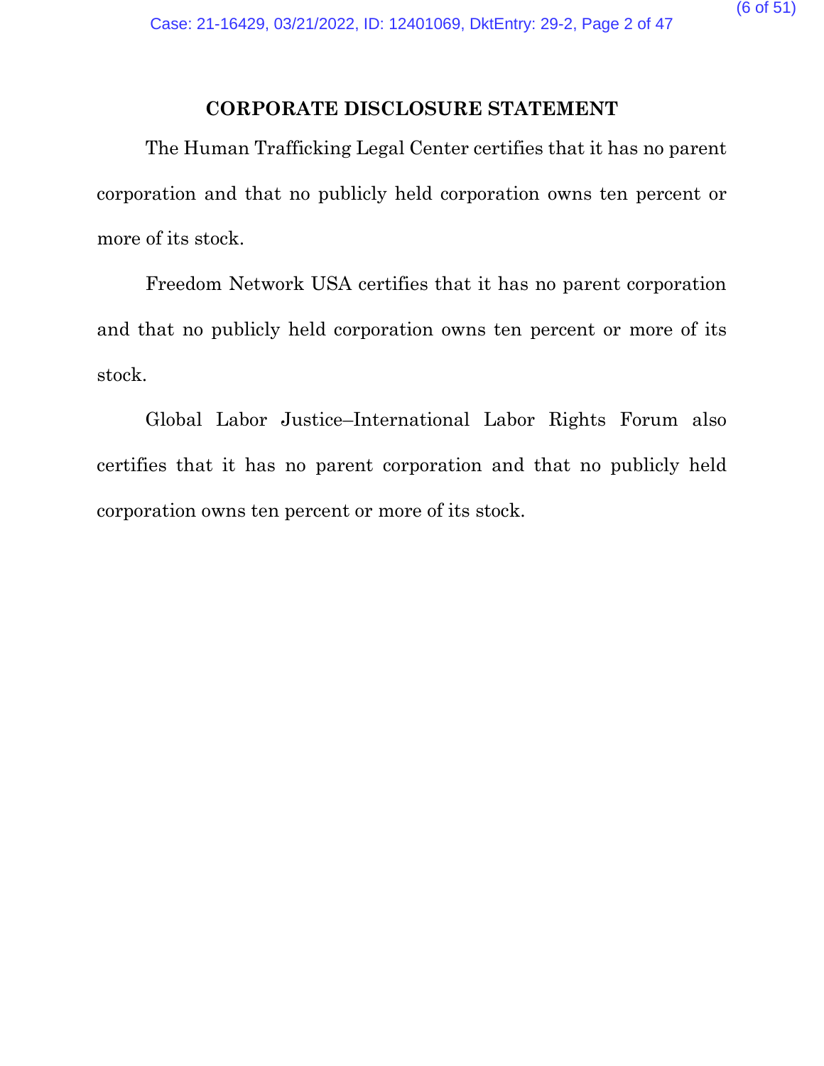## CORPORATE DISCLOSURE STATEMENT

The Human Trafficking Legal Center certifies that it has no parent corporation and that no publicly held corporation owns ten percent or more of its stock.

Freedom Network USA certifies that it has no parent corporation and that no publicly held corporation owns ten percent or more of its stock.

Global Labor Justice–International Labor Rights Forum also certifies that it has no parent corporation and that no publicly held corporation owns ten percent or more of its stock.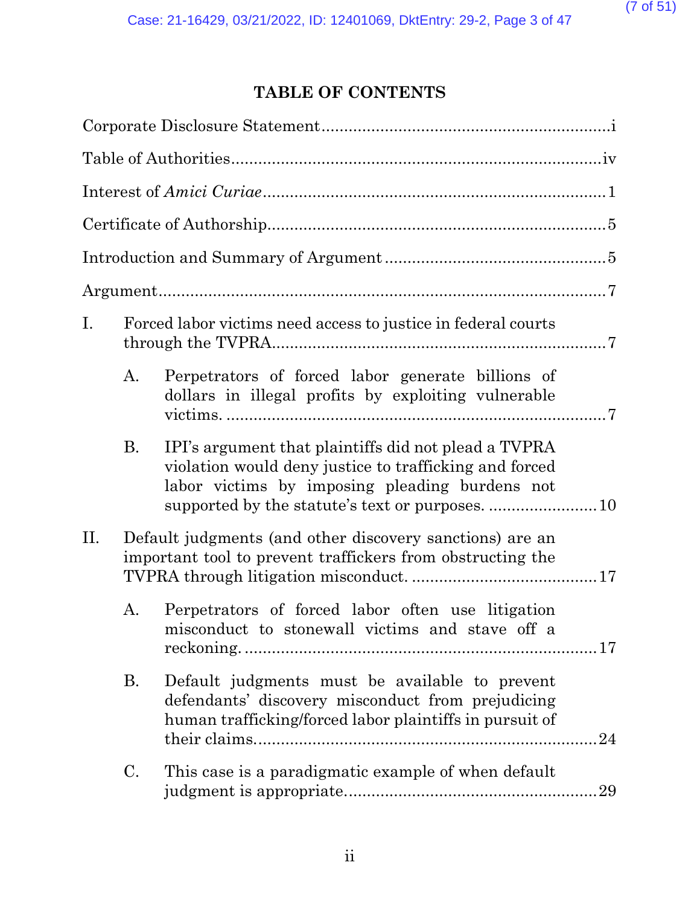## TABLE OF CONTENTS

Corporate Disclosure Statement ....................................................................i

Table of Authorities ....................................................................................iv

Interest of *Amici Curiae* .............................................................................1

Certificate of Authorship...............................................................................5

Introduction and Summary of Argument .....................................................5

Argument.......................................................................................................7

I. Forced labor victims need access to justice in federal courts through the TVPRA.............................................................................7

   A. Perpetrators of forced labor generate billions of dollars in illegal profits by exploiting vulnerable victims. ......................................................................................7

   B. IPI's argument that plaintiffs did not plead a TVPRA violation would deny justice to trafficking and forced labor victims by imposing pleading burdens not supported by the statute's text or purposes. .........................10

II. Default judgments (and other discovery sanctions) are an important tool to prevent traffickers from obstructing the TVPRA through litigation misconduct. .........................................17

   A. Perpetrators of forced labor often use litigation misconduct to stonewall victims and stave off a reckoning. ..............................................................................17

   B. Default judgments must be available to prevent defendants' discovery misconduct from prejudicing human trafficking/forced labor plaintiffs in pursuit of their claims.............................................................................24

   C. This case is a paradigmatic example of when default judgment is appropriate.........................................................29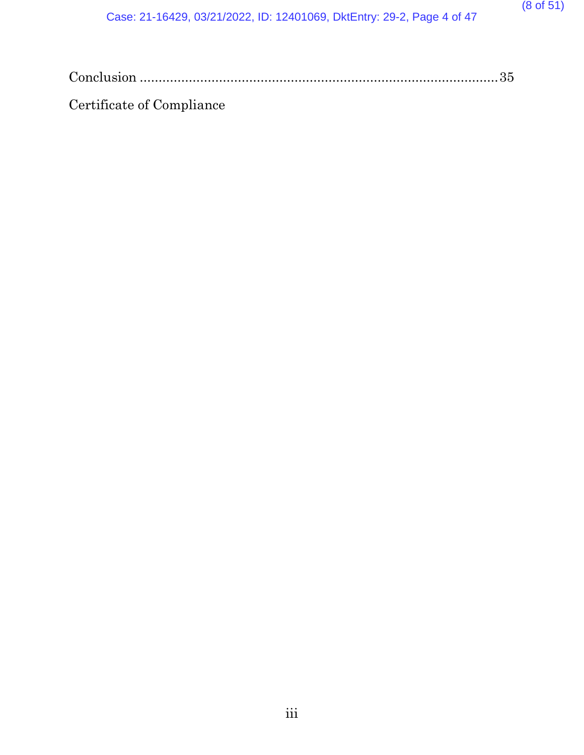Conclusion ............................................................................................ 35

Certificate of Compliance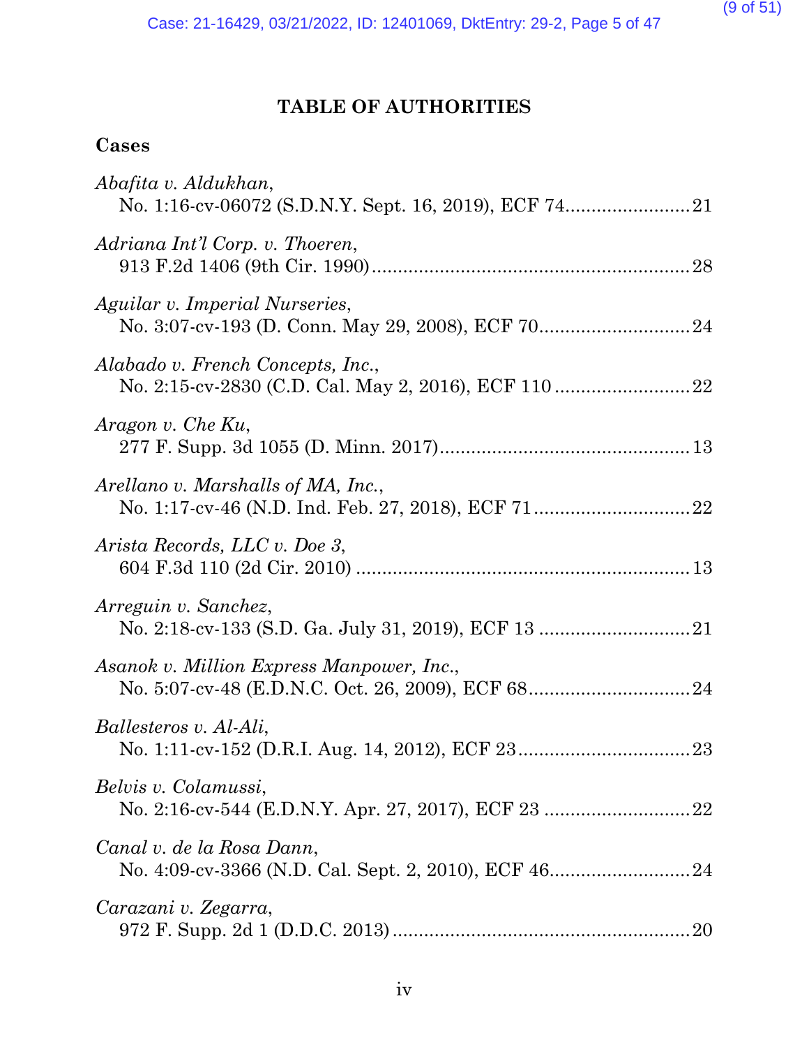# TABLE OF AUTHORITIES

## Cases

*Abafita v. Aldukhan*,
No. 1:16-cv-06072 (S.D.N.Y. Sept. 16, 2019), ECF 74........................21

*Adriana Int'l Corp. v. Thoeren*,
913 F.2d 1406 (9th Cir. 1990)............................................................28

*Aguilar v. Imperial Nurseries*,
No. 3:07-cv-193 (D. Conn. May 29, 2008), ECF 70.............................24

*Alabado v. French Concepts, Inc.*,
No. 2:15-cv-2830 (C.D. Cal. May 2, 2016), ECF 110..........................22

*Aragon v. Che Ku*,
277 F. Supp. 3d 1055 (D. Minn. 2017)................................................13

*Arellano v. Marshalls of MA, Inc.*,
No. 1:17-cv-46 (N.D. Ind. Feb. 27, 2018), ECF 71..............................22

*Arista Records, LLC v. Doe 3*,
604 F.3d 110 (2d Cir. 2010)................................................................13

*Arreguin v. Sanchez*,
No. 2:18-cv-133 (S.D. Ga. July 31, 2019), ECF 13.............................21

*Asanok v. Million Express Manpower, Inc.*,
No. 5:07-cv-48 (E.D.N.C. Oct. 26, 2009), ECF 68...............................24

*Ballesteros v. Al-Ali*,
No. 1:11-cv-152 (D.R.I. Aug. 14, 2012), ECF 23.................................23

*Belvis v. Colamussi*,
No. 2:16-cv-544 (E.D.N.Y. Apr. 27, 2017), ECF 23............................22

*Canal v. de la Rosa Dann*,
No. 4:09-cv-3366 (N.D. Cal. Sept. 2, 2010), ECF 46...........................24

*Carazani v. Zegarra*,
972 F. Supp. 2d 1 (D.D.C. 2013)........................................................20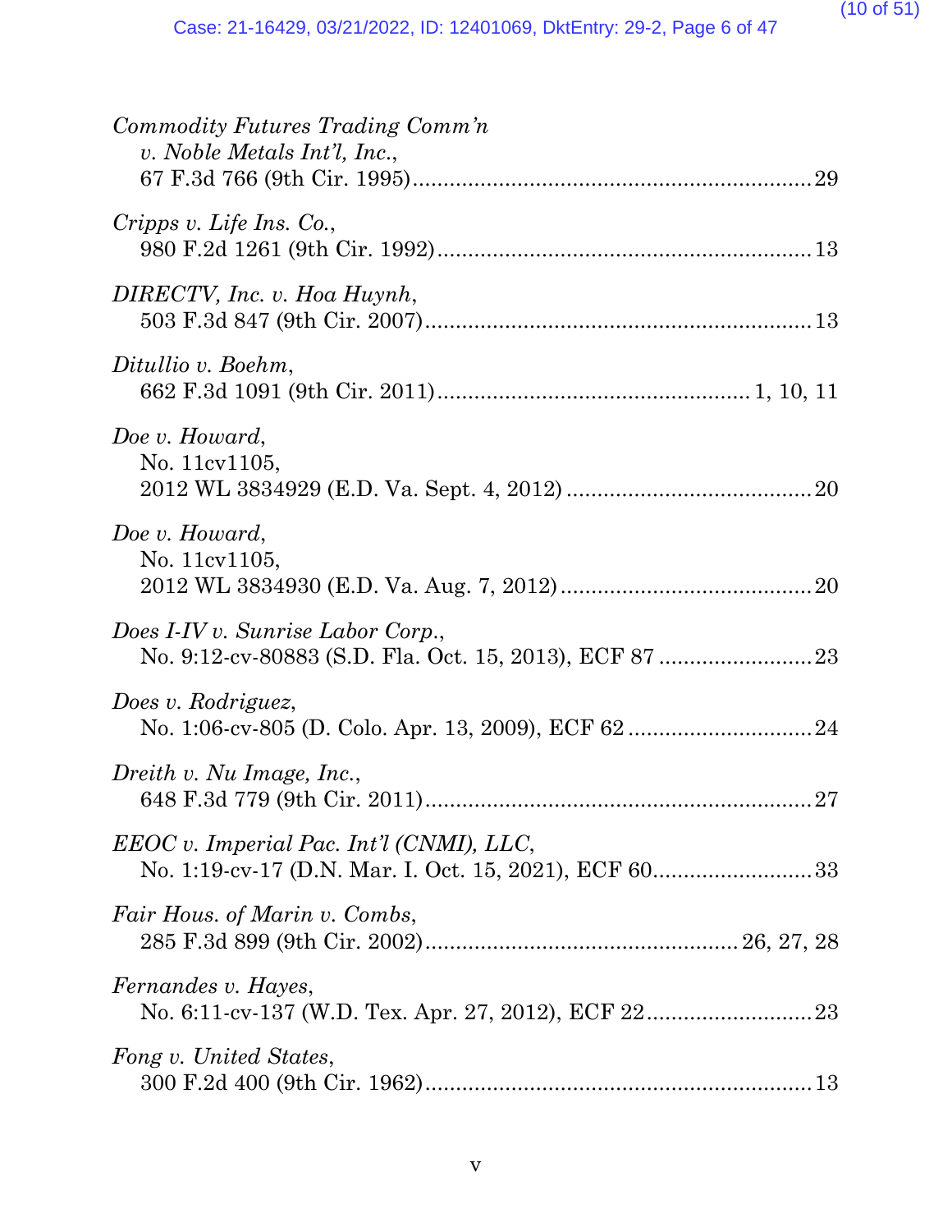*Commodity Futures Trading Comm'n v. Noble Metals Int'l, Inc.*,
67 F.3d 766 (9th Cir. 1995) ................................................................ 29

*Cripps v. Life Ins. Co.*,
980 F.2d 1261 (9th Cir. 1992) ............................................................ 13

*DIRECTV, Inc. v. Hoa Huynh*,
503 F.3d 847 (9th Cir. 2007) .............................................................. 13

*Ditullio v. Boehm*,
662 F.3d 1091 (9th Cir. 2011) ................................................. 1, 10, 11

*Doe v. Howard*,
No. 11cv1105,
2012 WL 3834929 (E.D. Va. Sept. 4, 2012) ........................................ 20

*Doe v. Howard*,
No. 11cv1105,
2012 WL 3834930 (E.D. Va. Aug. 7, 2012) ......................................... 20

*Does I-IV v. Sunrise Labor Corp.*,
No. 9:12-cv-80883 (S.D. Fla. Oct. 15, 2013), ECF 87 ......................... 23

*Does v. Rodriguez*,
No. 1:06-cv-805 (D. Colo. Apr. 13, 2009), ECF 62 .............................. 24

*Dreith v. Nu Image, Inc.*,
648 F.3d 779 (9th Cir. 2011) ............................................................... 27

*EEOC v. Imperial Pac. Int'l (CNMI), LLC*,
No. 1:19-cv-17 (D.N. Mar. I. Oct. 15, 2021), ECF 60.......................... 33

*Fair Hous. of Marin v. Combs*,
285 F.3d 899 (9th Cir. 2002) ................................................. 26, 27, 28

*Fernandes v. Hayes*,
No. 6:11-cv-137 (W.D. Tex. Apr. 27, 2012), ECF 22........................... 23

*Fong v. United States*,
300 F.2d 400 (9th Cir. 1962) ............................................................... 13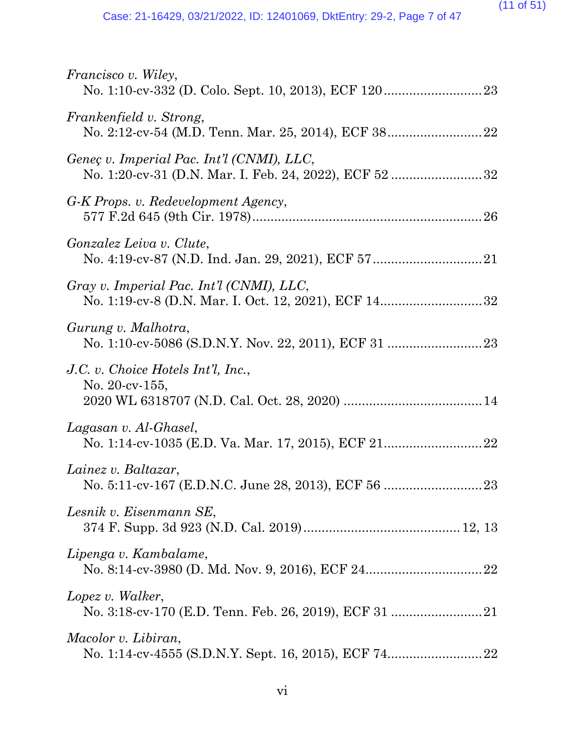*Francisco v. Wiley*,
No. 1:10-cv-332 (D. Colo. Sept. 10, 2013), ECF 120 .......................... 23

*Frankenfield v. Strong*,
No. 2:12-cv-54 (M.D. Tenn. Mar. 25, 2014), ECF 38 .......................... 22

*Geneç v. Imperial Pac. Int'l (CNMI), LLC*,
No. 1:20-cv-31 (D.N. Mar. I. Feb. 24, 2022), ECF 52 .......................... 32

*G-K Props. v. Redevelopment Agency*,
577 F.2d 645 (9th Cir. 1978) .......................... 26

*Gonzalez Leiva v. Clute*,
No. 4:19-cv-87 (N.D. Ind. Jan. 29, 2021), ECF 57 .......................... 21

*Gray v. Imperial Pac. Int'l (CNMI), LLC*,
No. 1:19-cv-8 (D.N. Mar. I. Oct. 12, 2021), ECF 14 .......................... 32

*Gurung v. Malhotra*,
No. 1:10-cv-5086 (S.D.N.Y. Nov. 22, 2011), ECF 31 .......................... 23

*J.C. v. Choice Hotels Int'l, Inc.*,
No. 20-cv-155,
2020 WL 6318707 (N.D. Cal. Oct. 28, 2020) .......................... 14

*Lagasan v. Al-Ghasel*,
No. 1:14-cv-1035 (E.D. Va. Mar. 17, 2015), ECF 21 .......................... 22

*Lainez v. Baltazar*,
No. 5:11-cv-167 (E.D.N.C. June 28, 2013), ECF 56 .......................... 23

*Lesnik v. Eisenmann SE*,
374 F. Supp. 3d 923 (N.D. Cal. 2019) .......................... 12, 13

*Lipenga v. Kambalame*,
No. 8:14-cv-3980 (D. Md. Nov. 9, 2016), ECF 24 .......................... 22

*Lopez v. Walker*,
No. 3:18-cv-170 (E.D. Tenn. Feb. 26, 2019), ECF 31 .......................... 21

*Macolor v. Libiran*,
No. 1:14-cv-4555 (S.D.N.Y. Sept. 16, 2015), ECF 74 .......................... 22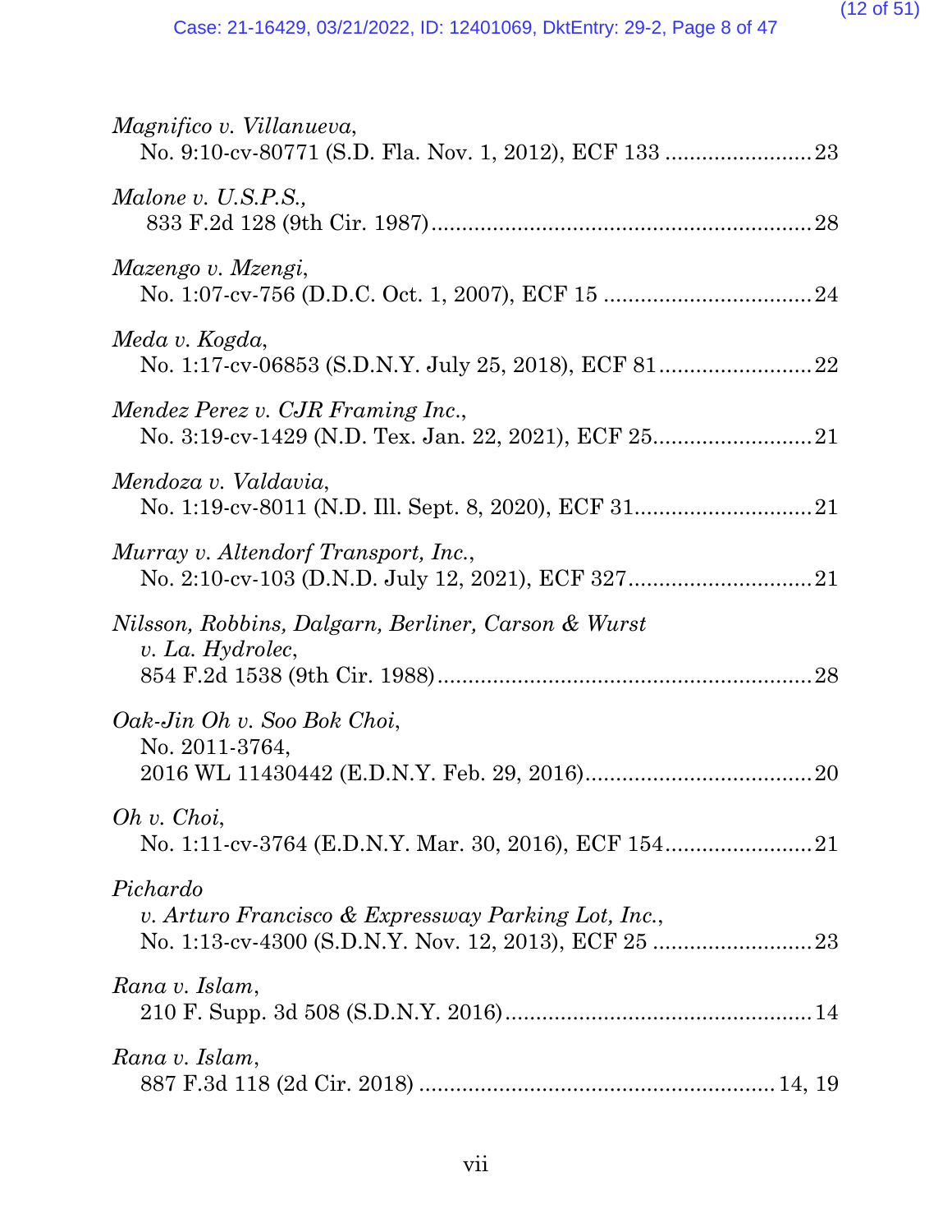*Magnifico v. Villanueva*,
No. 9:10-cv-80771 (S.D. Fla. Nov. 1, 2012), ECF 133 ........................23

*Malone v. U.S.P.S.,*
833 F.2d 128 (9th Cir. 1987)..............................................................28

*Mazengo v. Mzengi*,
No. 1:07-cv-756 (D.D.C. Oct. 1, 2007), ECF 15 ..................................24

*Meda v. Kogda*,
No. 1:17-cv-06853 (S.D.N.Y. July 25, 2018), ECF 81.........................22

*Mendez Perez v. CJR Framing Inc.*,
No. 3:19-cv-1429 (N.D. Tex. Jan. 22, 2021), ECF 25..........................21

*Mendoza v. Valdavia*,
No. 1:19-cv-8011 (N.D. Ill. Sept. 8, 2020), ECF 31.............................21

*Murray v. Altendorf Transport, Inc.*,
No. 2:10-cv-103 (D.N.D. July 12, 2021), ECF 327..............................21

*Nilsson, Robbins, Dalgarn, Berliner, Carson & Wurst v. La. Hydrolec*,
854 F.2d 1538 (9th Cir. 1988).............................................................28

*Oak-Jin Oh v. Soo Bok Choi*,
No. 2011-3764,
2016 WL 11430442 (E.D.N.Y. Feb. 29, 2016).....................................20

*Oh v. Choi*,
No. 1:11-cv-3764 (E.D.N.Y. Mar. 30, 2016), ECF 154........................21

*Pichardo v. Arturo Francisco & Expressway Parking Lot, Inc.*,
No. 1:13-cv-4300 (S.D.N.Y. Nov. 12, 2013), ECF 25 ..........................23

*Rana v. Islam*,
210 F. Supp. 3d 508 (S.D.N.Y. 2016)..................................................14

*Rana v. Islam*,
887 F.3d 118 (2d Cir. 2018) ........................................................ 14, 19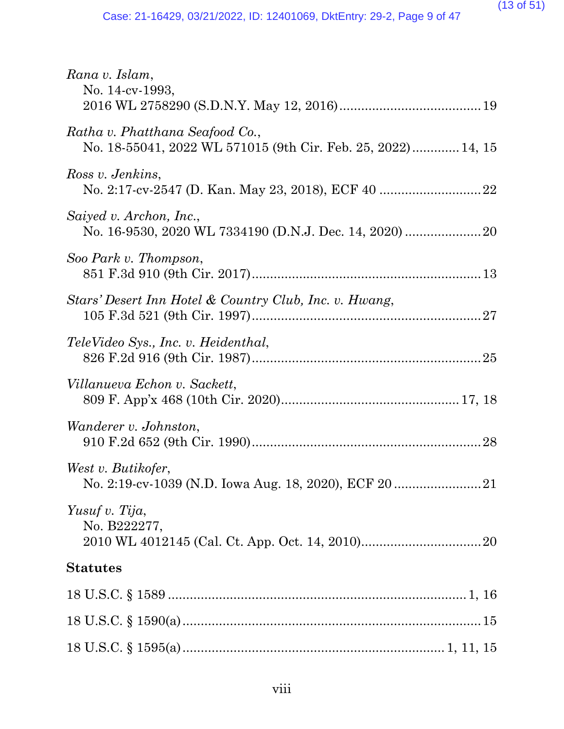*Rana v. Islam*,
No. 14-cv-1993,
2016 WL 2758290 (S.D.N.Y. May 12, 2016) .......................................19

*Ratha v. Phatthana Seafood Co.*,
No. 18-55041, 2022 WL 571015 (9th Cir. Feb. 25, 2022) ............. 14, 15

*Ross v. Jenkins*,
No. 2:17-cv-2547 (D. Kan. May 23, 2018), ECF 40 ............................22

*Saiyed v. Archon, Inc.*,
No. 16-9530, 2020 WL 7334190 (D.N.J. Dec. 14, 2020) .....................20

*Soo Park v. Thompson*,
851 F.3d 910 (9th Cir. 2017) ...............................................................13

*Stars' Desert Inn Hotel & Country Club, Inc. v. Hwang*,
105 F.3d 521 (9th Cir. 1997) ...............................................................27

*TeleVideo Sys., Inc. v. Heidenthal*,
826 F.2d 916 (9th Cir. 1987) ...............................................................25

*Villanueva Echon v. Sackett*,
809 F. App'x 468 (10th Cir. 2020) ................................................. 17, 18

*Wanderer v. Johnston*,
910 F.2d 652 (9th Cir. 1990) ...............................................................28

*West v. Butikofer*,
No. 2:19-cv-1039 (N.D. Iowa Aug. 18, 2020), ECF 20 ........................21

*Yusuf v. Tija*,
No. B222277,
2010 WL 4012145 (Cal. Ct. App. Oct. 14, 2010) .................................20

**Statutes**

18 U.S.C. § 1589 .................................................................................. 1, 16

18 U.S.C. § 1590(a) ..................................................................................15

18 U.S.C. § 1595(a) ...................................................................... 1, 11, 15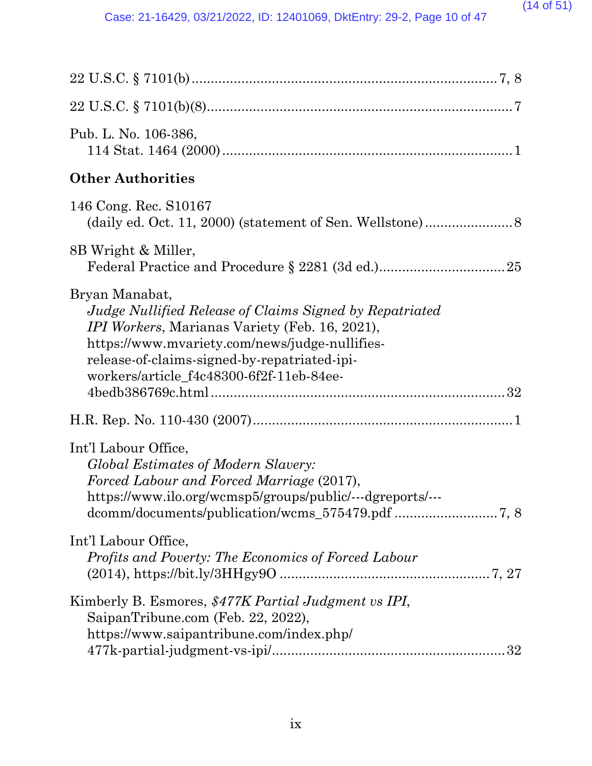22 U.S.C. § 7101(b) ............................................................................. 7, 8

22 U.S.C. § 7101(b)(8) ............................................................................. 7

Pub. L. No. 106-386,
114 Stat. 1464 (2000) ............................................................................. 1

**Other Authorities**

146 Cong. Rec. S10167
(daily ed. Oct. 11, 2000) (statement of Sen. Wellstone) ....................... 8

8B Wright & Miller,
Federal Practice and Procedure § 2281 (3d ed.) ................................ 25

Bryan Manabat,
*Judge Nullified Release of Claims Signed by Repatriated IPI Workers*, Marianas Variety (Feb. 16, 2021),
https://www.mvariety.com/news/judge-nullifies-release-of-claims-signed-by-repatriated-ipi-workers/article_f4c48300-6f2f-11eb-84ee-4bedb386769c.html ............................................................................. 32

H.R. Rep. No. 110-430 (2007) ................................................................... 1

Int'l Labour Office,
*Global Estimates of Modern Slavery: Forced Labour and Forced Marriage* (2017),
https://www.ilo.org/wcmsp5/groups/public/---dgreports/---dcomm/documents/publication/wcms_575479.pdf ........................... 7, 8

Int'l Labour Office,
*Profits and Poverty: The Economics of Forced Labour* (2014), https://bit.ly/3HHgy9O ...................................................... 7, 27

Kimberly B. Esmores, *$477K Partial Judgment vs IPI*, SaipanTribune.com (Feb. 22, 2022),
https://www.saipantribune.com/index.php/477k-partial-judgment-vs-ipi/ ............................................................ 32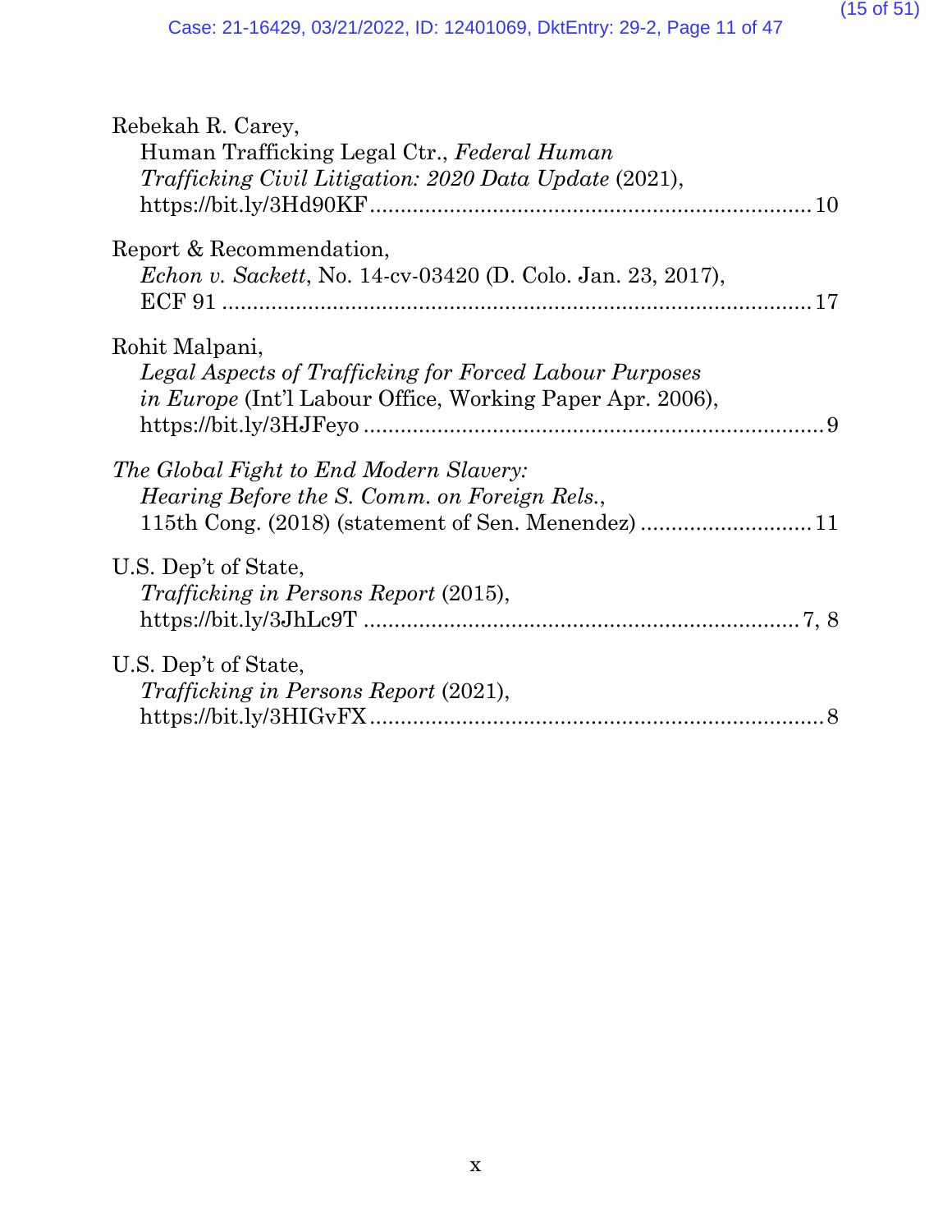Rebekah R. Carey,
Human Trafficking Legal Ctr., *Federal Human Trafficking Civil Litigation: 2020 Data Update* (2021), https://bit.ly/3Hd90KF ........................................................................ 10

Report & Recommendation,
*Echon v. Sackett*, No. 14-cv-03420 (D. Colo. Jan. 23, 2017), ECF 91 ................................................................................ 17

Rohit Malpani,
*Legal Aspects of Trafficking for Forced Labour Purposes in Europe* (Int'l Labour Office, Working Paper Apr. 2006), https://bit.ly/3HJFeyo ........................................................................ 9

*The Global Fight to End Modern Slavery: Hearing Before the S. Comm. on Foreign Rels.*, 115th Cong. (2018) (statement of Sen. Menendez) ............................ 11

U.S. Dep't of State,
*Trafficking in Persons Report* (2015), https://bit.ly/3JhLc9T ...................................................................... 7, 8

U.S. Dep't of State,
*Trafficking in Persons Report* (2021), https://bit.ly/3HIGvFX ........................................................................ 8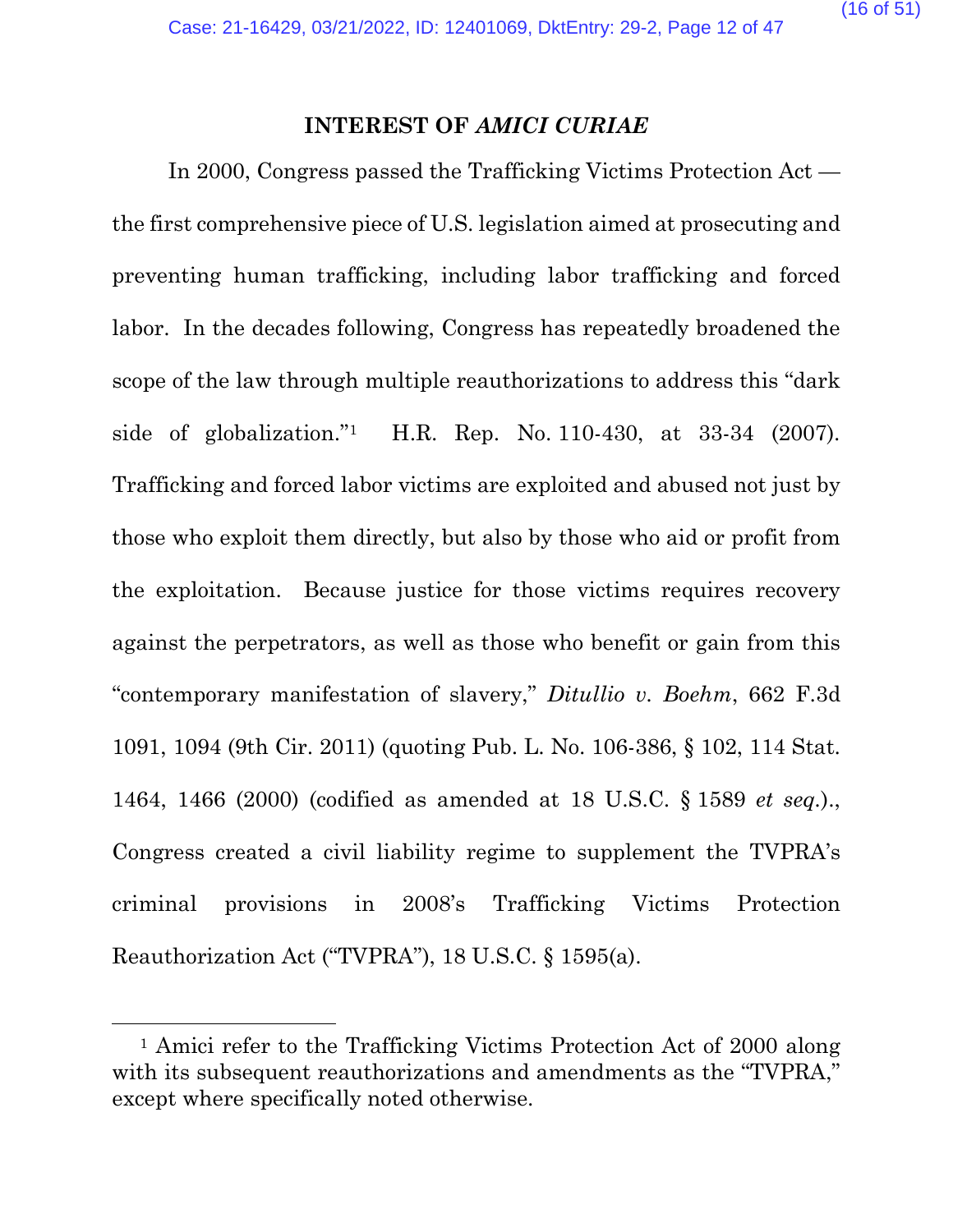## INTEREST OF *AMICI CURIAE*

In 2000, Congress passed the Trafficking Victims Protection Act — the first comprehensive piece of U.S. legislation aimed at prosecuting and preventing human trafficking, including labor trafficking and forced labor. In the decades following, Congress has repeatedly broadened the scope of the law through multiple reauthorizations to address this "dark side of globalization."[1] H.R. Rep. No. 110-430, at 33-34 (2007). Trafficking and forced labor victims are exploited and abused not just by those who exploit them directly, but also by those who aid or profit from the exploitation. Because justice for those victims requires recovery against the perpetrators, as well as those who benefit or gain from this "contemporary manifestation of slavery," *Ditullio v. Boehm*, 662 F.3d 1091, 1094 (9th Cir. 2011) (quoting Pub. L. No. 106-386, § 102, 114 Stat. 1464, 1466 (2000) (codified as amended at 18 U.S.C. § 1589 *et seq.*)., Congress created a civil liability regime to supplement the TVPRA's criminal provisions in 2008's Trafficking Victims Protection Reauthorization Act ("TVPRA"), 18 U.S.C. § 1595(a).

---

[1] Amici refer to the Trafficking Victims Protection Act of 2000 along with its subsequent reauthorizations and amendments as the "TVPRA," except where specifically noted otherwise.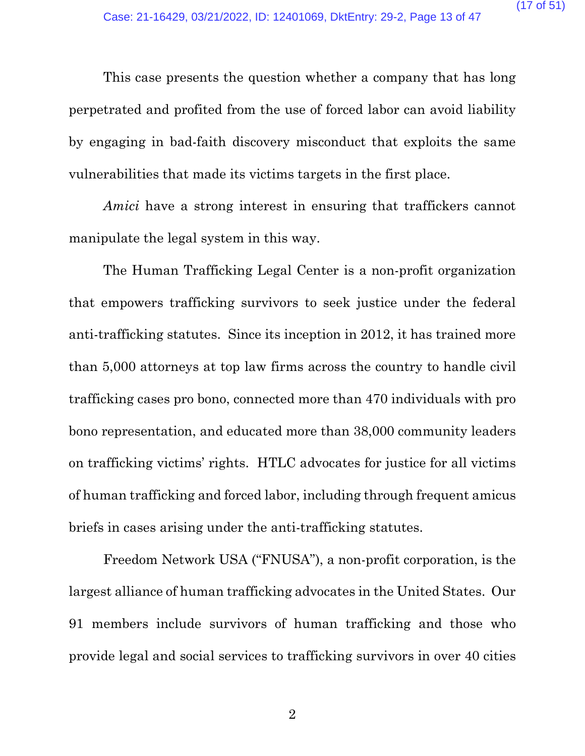This case presents the question whether a company that has long perpetrated and profited from the use of forced labor can avoid liability by engaging in bad-faith discovery misconduct that exploits the same vulnerabilities that made its victims targets in the first place.

*Amici* have a strong interest in ensuring that traffickers cannot manipulate the legal system in this way.

The Human Trafficking Legal Center is a non-profit organization that empowers trafficking survivors to seek justice under the federal anti-trafficking statutes. Since its inception in 2012, it has trained more than 5,000 attorneys at top law firms across the country to handle civil trafficking cases pro bono, connected more than 470 individuals with pro bono representation, and educated more than 38,000 community leaders on trafficking victims' rights. HTLC advocates for justice for all victims of human trafficking and forced labor, including through frequent amicus briefs in cases arising under the anti-trafficking statutes.

Freedom Network USA ("FNUSA"), a non-profit corporation, is the largest alliance of human trafficking advocates in the United States. Our 91 members include survivors of human trafficking and those who provide legal and social services to trafficking survivors in over 40 cities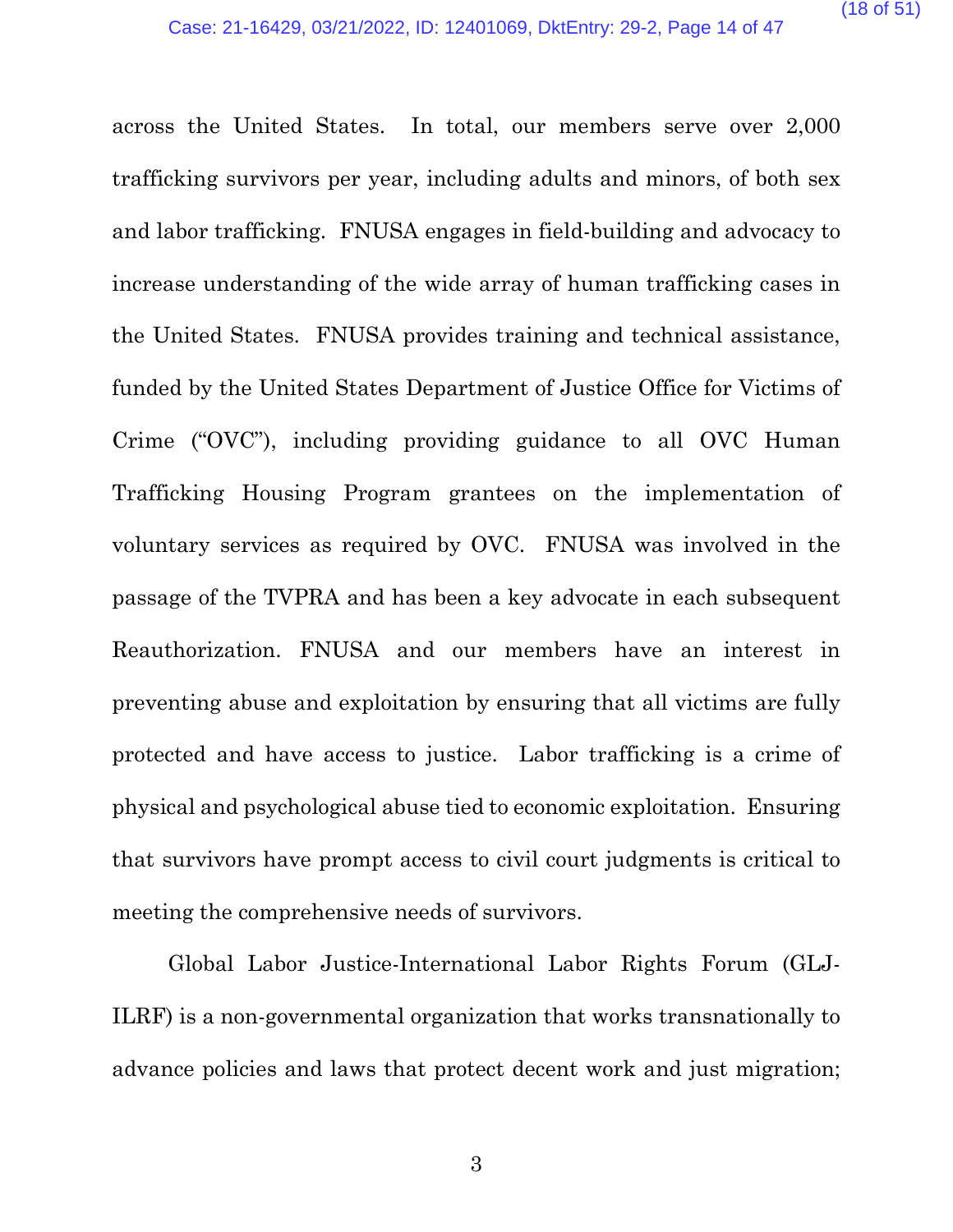across the United States. In total, our members serve over 2,000 trafficking survivors per year, including adults and minors, of both sex and labor trafficking. FNUSA engages in field-building and advocacy to increase understanding of the wide array of human trafficking cases in the United States. FNUSA provides training and technical assistance, funded by the United States Department of Justice Office for Victims of Crime ("OVC"), including providing guidance to all OVC Human Trafficking Housing Program grantees on the implementation of voluntary services as required by OVC. FNUSA was involved in the passage of the TVPRA and has been a key advocate in each subsequent Reauthorization. FNUSA and our members have an interest in preventing abuse and exploitation by ensuring that all victims are fully protected and have access to justice. Labor trafficking is a crime of physical and psychological abuse tied to economic exploitation. Ensuring that survivors have prompt access to civil court judgments is critical to meeting the comprehensive needs of survivors.

Global Labor Justice-International Labor Rights Forum (GLJ-ILRF) is a non-governmental organization that works transnationally to advance policies and laws that protect decent work and just migration;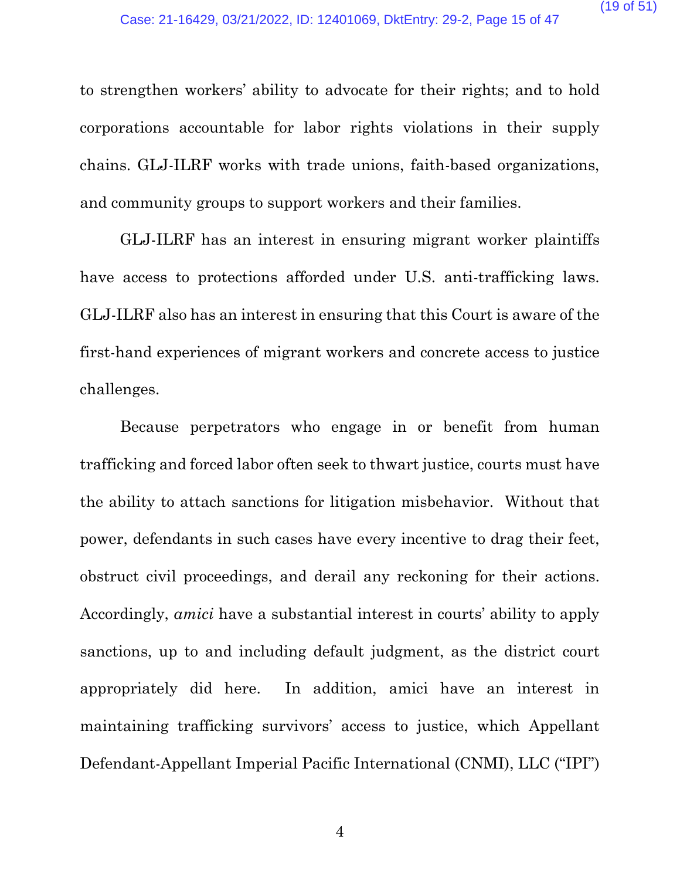to strengthen workers' ability to advocate for their rights; and to hold corporations accountable for labor rights violations in their supply chains. GLJ-ILRF works with trade unions, faith-based organizations, and community groups to support workers and their families.

GLJ-ILRF has an interest in ensuring migrant worker plaintiffs have access to protections afforded under U.S. anti-trafficking laws. GLJ-ILRF also has an interest in ensuring that this Court is aware of the first-hand experiences of migrant workers and concrete access to justice challenges.

Because perpetrators who engage in or benefit from human trafficking and forced labor often seek to thwart justice, courts must have the ability to attach sanctions for litigation misbehavior. Without that power, defendants in such cases have every incentive to drag their feet, obstruct civil proceedings, and derail any reckoning for their actions. Accordingly, *amici* have a substantial interest in courts' ability to apply sanctions, up to and including default judgment, as the district court appropriately did here. In addition, amici have an interest in maintaining trafficking survivors' access to justice, which Appellant Defendant-Appellant Imperial Pacific International (CNMI), LLC ("IPI")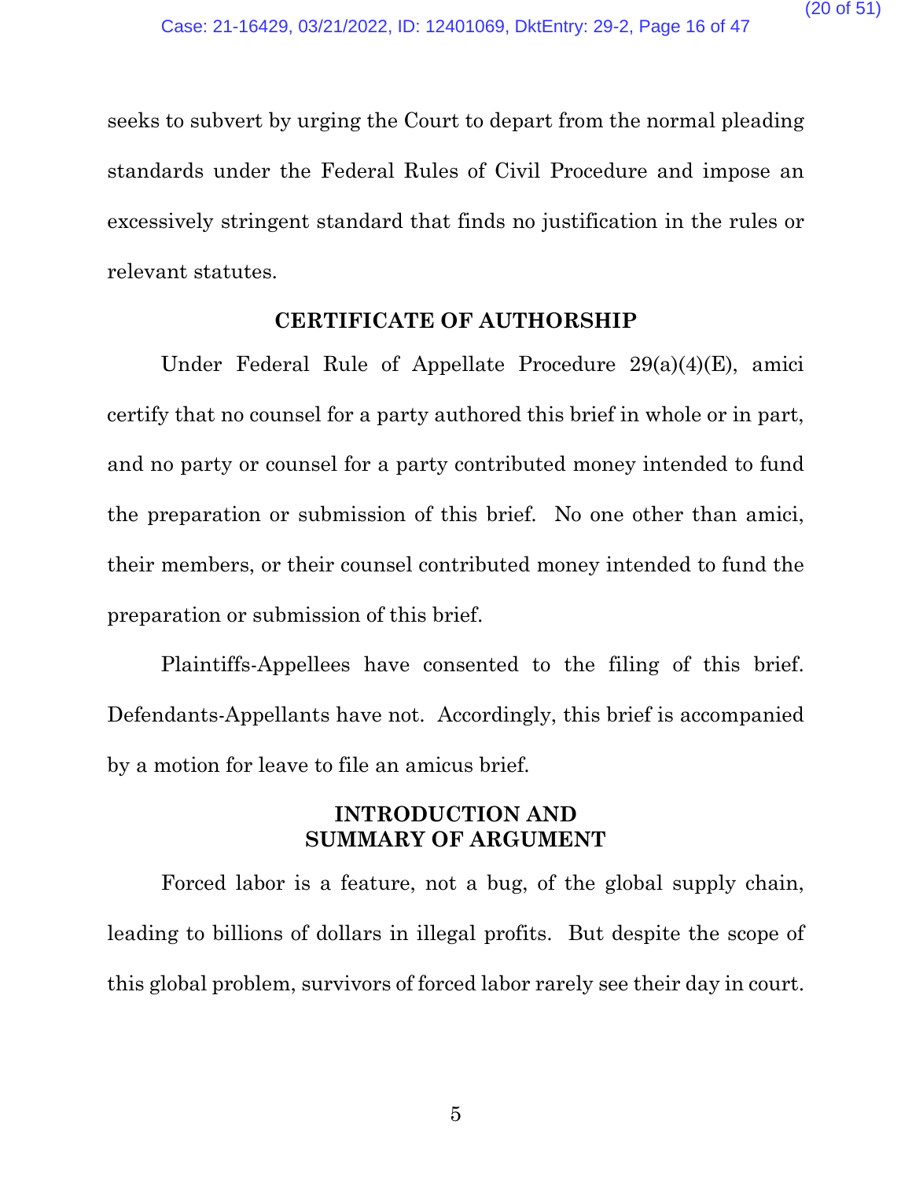seeks to subvert by urging the Court to depart from the normal pleading standards under the Federal Rules of Civil Procedure and impose an excessively stringent standard that finds no justification in the rules or relevant statutes.

## CERTIFICATE OF AUTHORSHIP

Under Federal Rule of Appellate Procedure 29(a)(4)(E), amici certify that no counsel for a party authored this brief in whole or in part, and no party or counsel for a party contributed money intended to fund the preparation or submission of this brief. No one other than amici, their members, or their counsel contributed money intended to fund the preparation or submission of this brief.

Plaintiffs-Appellees have consented to the filing of this brief. Defendants-Appellants have not. Accordingly, this brief is accompanied by a motion for leave to file an amicus brief.

## INTRODUCTION AND SUMMARY OF ARGUMENT

Forced labor is a feature, not a bug, of the global supply chain, leading to billions of dollars in illegal profits. But despite the scope of this global problem, survivors of forced labor rarely see their day in court.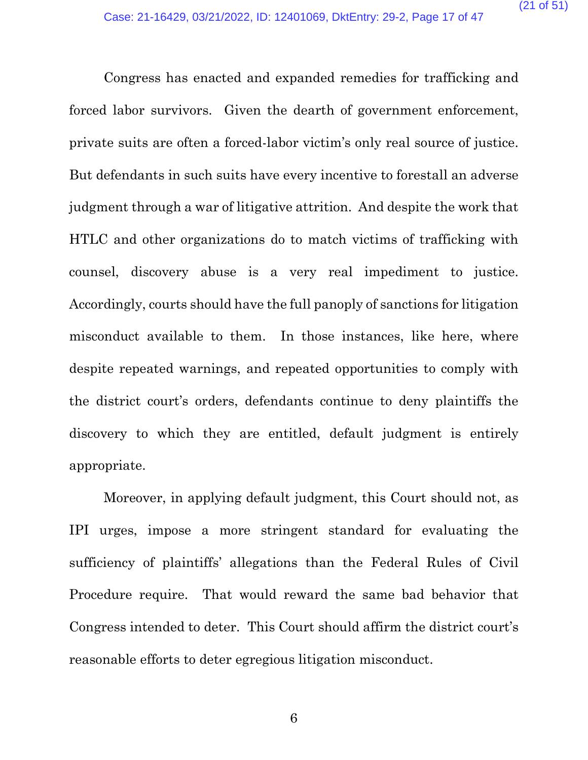Congress has enacted and expanded remedies for trafficking and forced labor survivors. Given the dearth of government enforcement, private suits are often a forced-labor victim's only real source of justice. But defendants in such suits have every incentive to forestall an adverse judgment through a war of litigative attrition. And despite the work that HTLC and other organizations do to match victims of trafficking with counsel, discovery abuse is a very real impediment to justice. Accordingly, courts should have the full panoply of sanctions for litigation misconduct available to them. In those instances, like here, where despite repeated warnings, and repeated opportunities to comply with the district court's orders, defendants continue to deny plaintiffs the discovery to which they are entitled, default judgment is entirely appropriate.

Moreover, in applying default judgment, this Court should not, as IPI urges, impose a more stringent standard for evaluating the sufficiency of plaintiffs' allegations than the Federal Rules of Civil Procedure require. That would reward the same bad behavior that Congress intended to deter. This Court should affirm the district court's reasonable efforts to deter egregious litigation misconduct.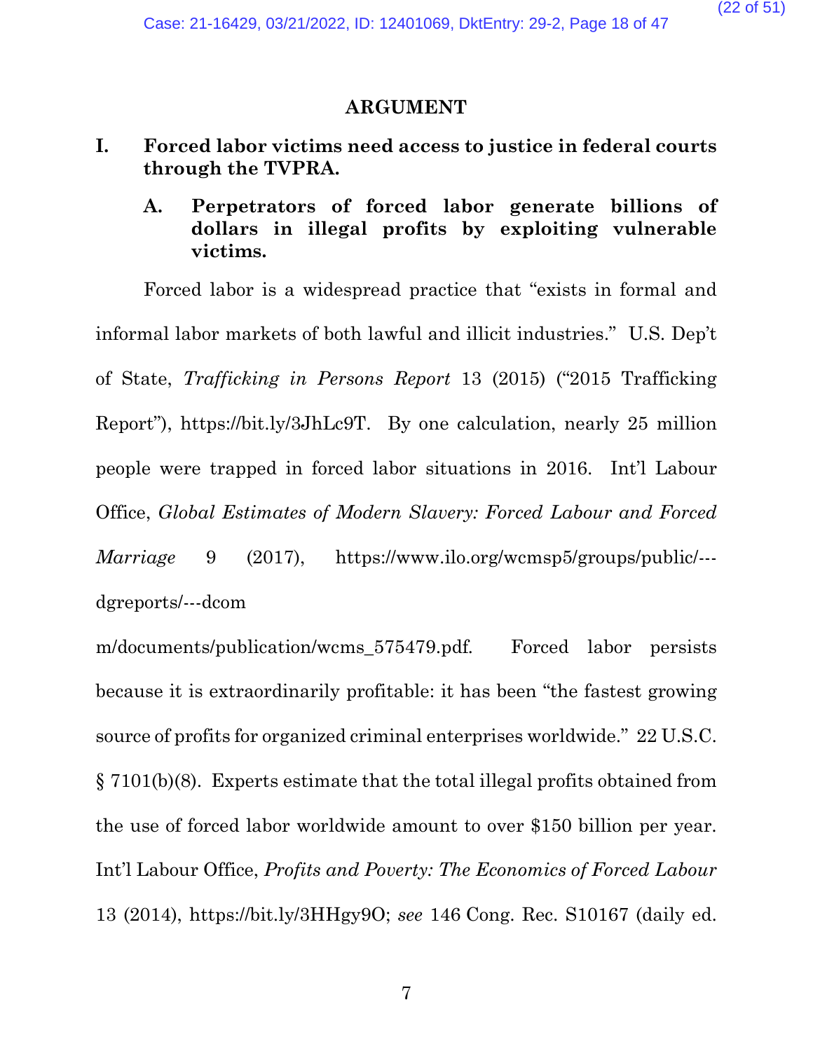## ARGUMENT

### I. Forced labor victims need access to justice in federal courts through the TVPRA.

#### A. Perpetrators of forced labor generate billions of dollars in illegal profits by exploiting vulnerable victims.

Forced labor is a widespread practice that "exists in formal and informal labor markets of both lawful and illicit industries." U.S. Dep't of State, *Trafficking in Persons Report* 13 (2015) ("2015 Trafficking Report"), https://bit.ly/3JhLc9T. By one calculation, nearly 25 million people were trapped in forced labor situations in 2016. Int'l Labour Office, *Global Estimates of Modern Slavery: Forced Labour and Forced Marriage* 9 (2017), https://www.ilo.org/wcmsp5/groups/public/---dgreports/---dcomm/documents/publication/wcms_575479.pdf. Forced labor persists because it is extraordinarily profitable: it has been "the fastest growing source of profits for organized criminal enterprises worldwide." 22 U.S.C. § 7101(b)(8). Experts estimate that the total illegal profits obtained from the use of forced labor worldwide amount to over $150 billion per year. Int'l Labour Office, *Profits and Poverty: The Economics of Forced Labour* 13 (2014), https://bit.ly/3HHgy9O; *see* 146 Cong. Rec. S10167 (daily ed.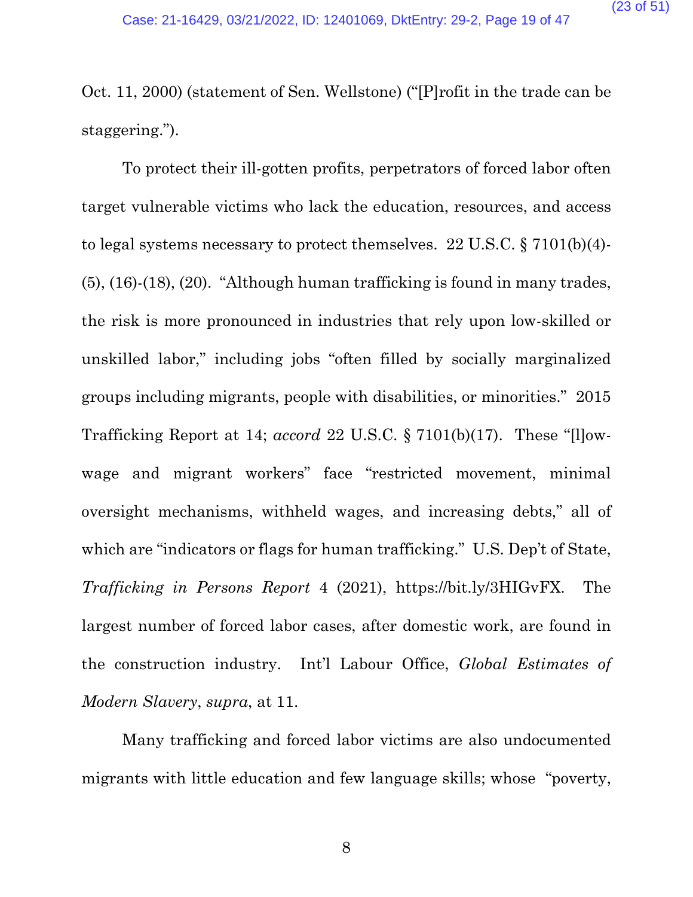Oct. 11, 2000) (statement of Sen. Wellstone) ("[P]rofit in the trade can be staggering.").

To protect their ill-gotten profits, perpetrators of forced labor often target vulnerable victims who lack the education, resources, and access to legal systems necessary to protect themselves. 22 U.S.C. § 7101(b)(4)-(5), (16)-(18), (20). "Although human trafficking is found in many trades, the risk is more pronounced in industries that rely upon low-skilled or unskilled labor," including jobs "often filled by socially marginalized groups including migrants, people with disabilities, or minorities." 2015 Trafficking Report at 14; *accord* 22 U.S.C. § 7101(b)(17). These "[l]ow-wage and migrant workers" face "restricted movement, minimal oversight mechanisms, withheld wages, and increasing debts," all of which are "indicators or flags for human trafficking." U.S. Dep't of State, *Trafficking in Persons Report* 4 (2021), https://bit.ly/3HIGvFX. The largest number of forced labor cases, after domestic work, are found in the construction industry. Int'l Labour Office, *Global Estimates of Modern Slavery*, *supra*, at 11.

Many trafficking and forced labor victims are also undocumented migrants with little education and few language skills; whose "poverty,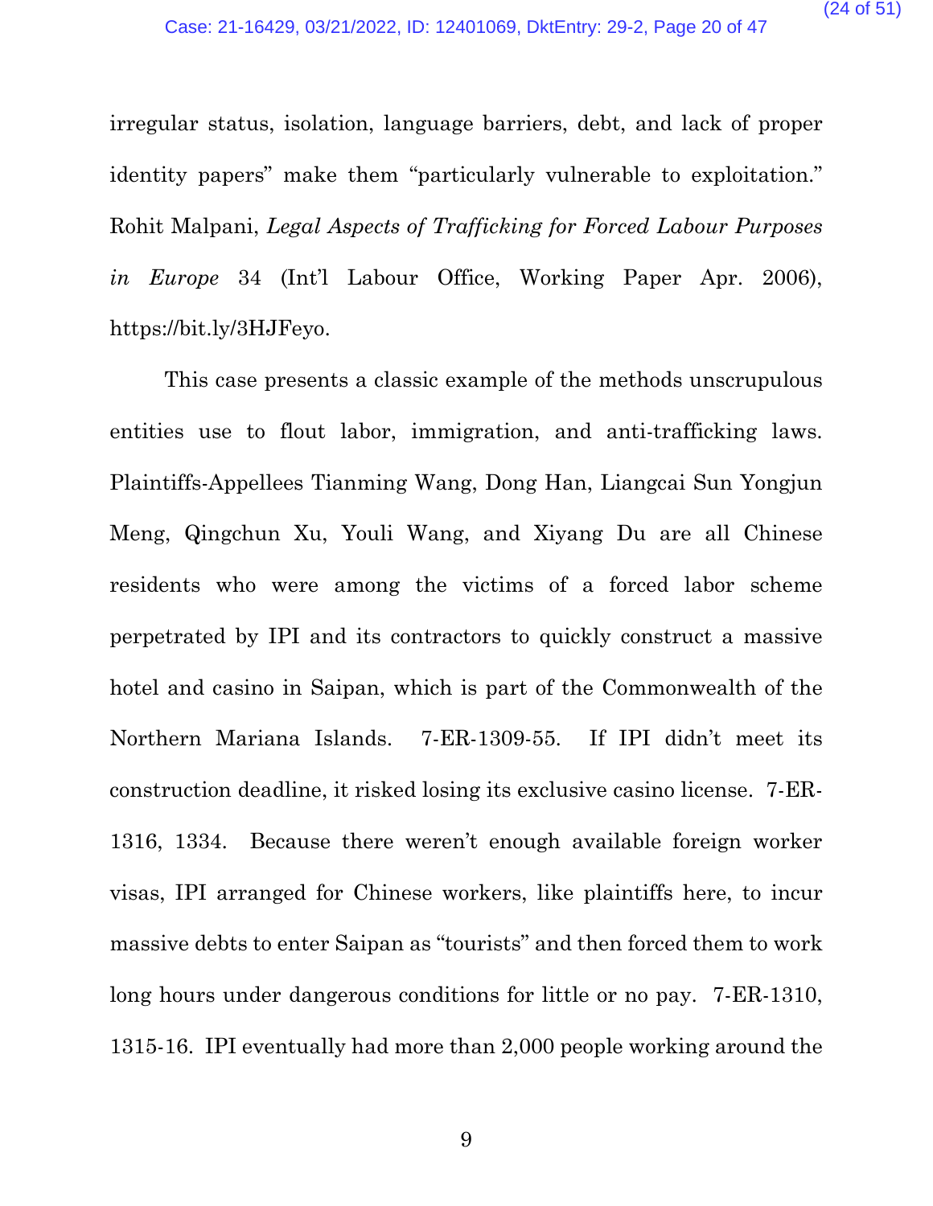irregular status, isolation, language barriers, debt, and lack of proper identity papers" make them "particularly vulnerable to exploitation." Rohit Malpani, *Legal Aspects of Trafficking for Forced Labour Purposes in Europe* 34 (Int'l Labour Office, Working Paper Apr. 2006), https://bit.ly/3HJFeyo.

This case presents a classic example of the methods unscrupulous entities use to flout labor, immigration, and anti-trafficking laws. Plaintiffs-Appellees Tianming Wang, Dong Han, Liangcai Sun Yongjun Meng, Qingchun Xu, Youli Wang, and Xiyang Du are all Chinese residents who were among the victims of a forced labor scheme perpetrated by IPI and its contractors to quickly construct a massive hotel and casino in Saipan, which is part of the Commonwealth of the Northern Mariana Islands. 7-ER-1309-55. If IPI didn't meet its construction deadline, it risked losing its exclusive casino license. 7-ER-1316, 1334. Because there weren't enough available foreign worker visas, IPI arranged for Chinese workers, like plaintiffs here, to incur massive debts to enter Saipan as "tourists" and then forced them to work long hours under dangerous conditions for little or no pay. 7-ER-1310, 1315-16. IPI eventually had more than 2,000 people working around the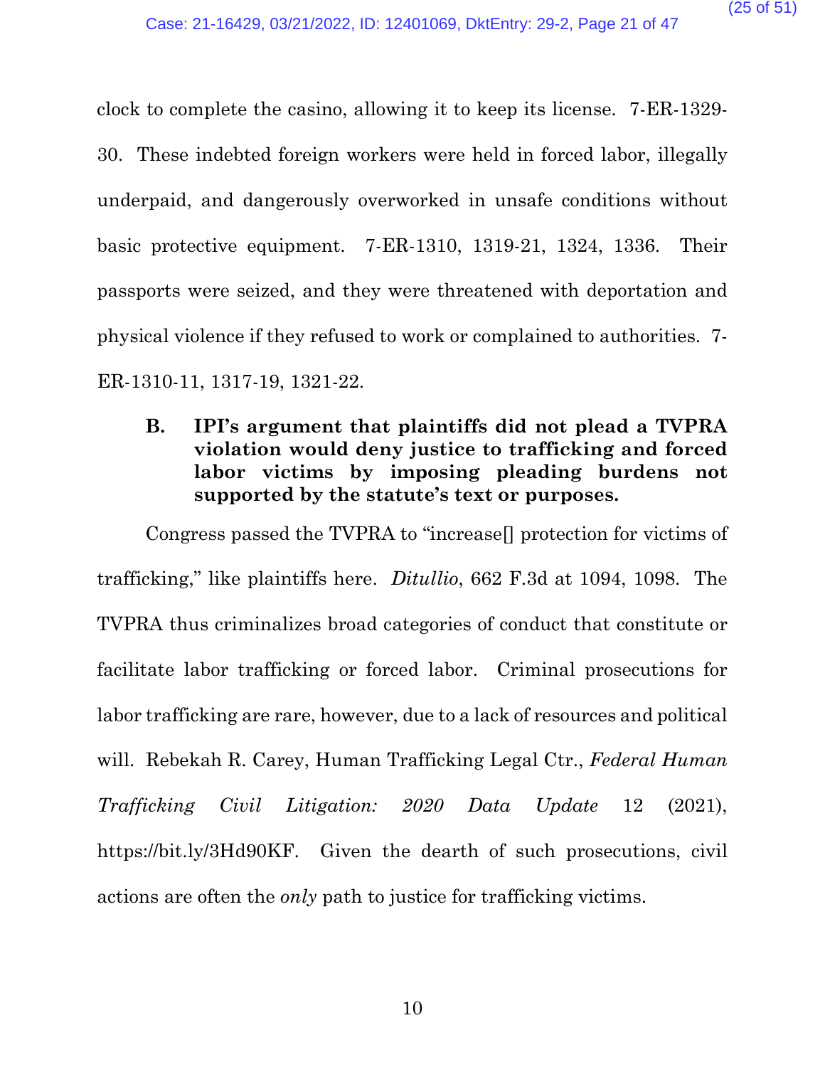clock to complete the casino, allowing it to keep its license. 7-ER-1329-30. These indebted foreign workers were held in forced labor, illegally underpaid, and dangerously overworked in unsafe conditions without basic protective equipment. 7-ER-1310, 1319-21, 1324, 1336. Their passports were seized, and they were threatened with deportation and physical violence if they refused to work or complained to authorities. 7-ER-1310-11, 1317-19, 1321-22.

### B. IPI's argument that plaintiffs did not plead a TVPRA violation would deny justice to trafficking and forced labor victims by imposing pleading burdens not supported by the statute's text or purposes.

Congress passed the TVPRA to "increase[] protection for victims of trafficking," like plaintiffs here. *Ditullio*, 662 F.3d at 1094, 1098. The TVPRA thus criminalizes broad categories of conduct that constitute or facilitate labor trafficking or forced labor. Criminal prosecutions for labor trafficking are rare, however, due to a lack of resources and political will. Rebekah R. Carey, Human Trafficking Legal Ctr., *Federal Human Trafficking Civil Litigation: 2020 Data Update* 12 (2021), https://bit.ly/3Hd90KF. Given the dearth of such prosecutions, civil actions are often the *only* path to justice for trafficking victims.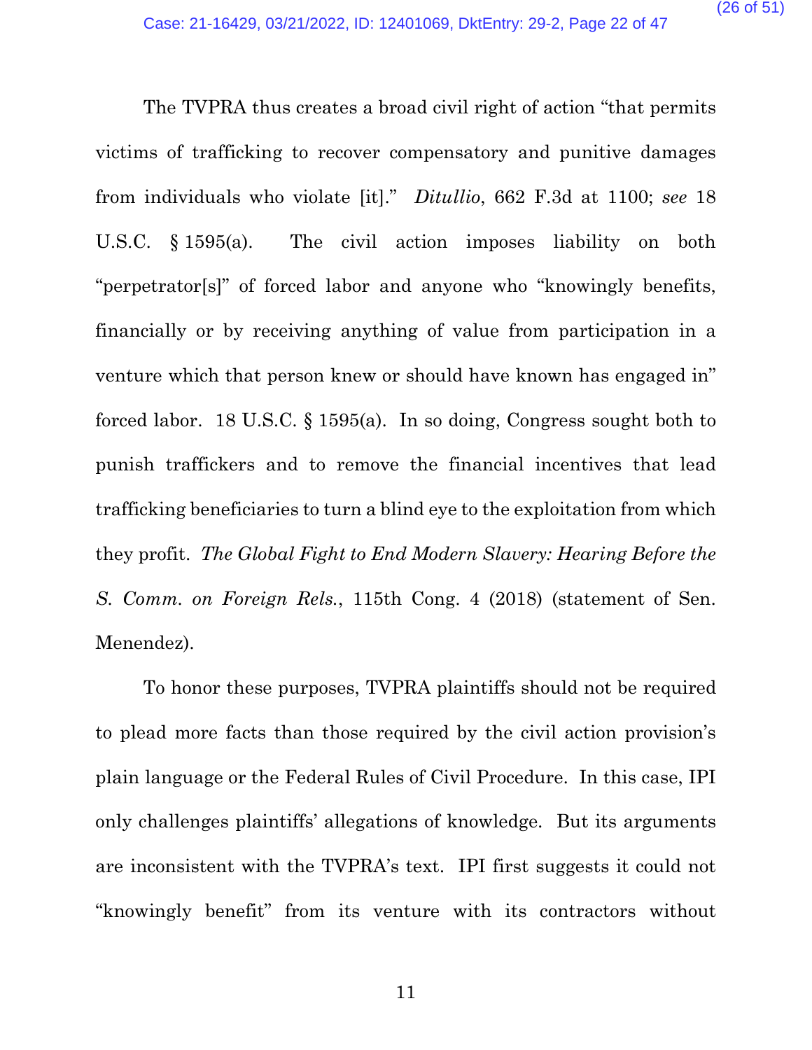The TVPRA thus creates a broad civil right of action "that permits victims of trafficking to recover compensatory and punitive damages from individuals who violate [it]." *Ditullio*, 662 F.3d at 1100; *see* 18 U.S.C. § 1595(a). The civil action imposes liability on both "perpetrator[s]" of forced labor and anyone who "knowingly benefits, financially or by receiving anything of value from participation in a venture which that person knew or should have known has engaged in" forced labor. 18 U.S.C. § 1595(a). In so doing, Congress sought both to punish traffickers and to remove the financial incentives that lead trafficking beneficiaries to turn a blind eye to the exploitation from which they profit. *The Global Fight to End Modern Slavery: Hearing Before the S. Comm. on Foreign Rels.*, 115th Cong. 4 (2018) (statement of Sen. Menendez).

To honor these purposes, TVPRA plaintiffs should not be required to plead more facts than those required by the civil action provision's plain language or the Federal Rules of Civil Procedure. In this case, IPI only challenges plaintiffs' allegations of knowledge. But its arguments are inconsistent with the TVPRA's text. IPI first suggests it could not "knowingly benefit" from its venture with its contractors without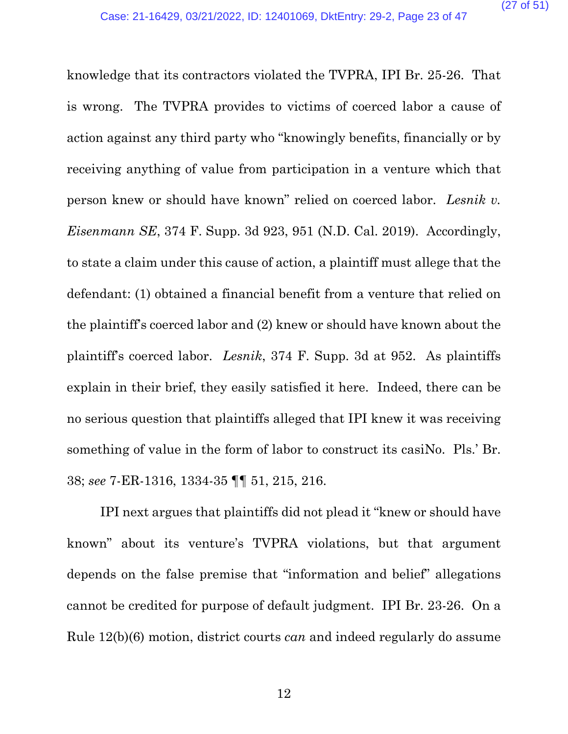knowledge that its contractors violated the TVPRA, IPI Br. 25-26. That is wrong. The TVPRA provides to victims of coerced labor a cause of action against any third party who "knowingly benefits, financially or by receiving anything of value from participation in a venture which that person knew or should have known" relied on coerced labor. *Lesnik v. Eisenmann SE*, 374 F. Supp. 3d 923, 951 (N.D. Cal. 2019). Accordingly, to state a claim under this cause of action, a plaintiff must allege that the defendant: (1) obtained a financial benefit from a venture that relied on the plaintiff's coerced labor and (2) knew or should have known about the plaintiff's coerced labor. *Lesnik*, 374 F. Supp. 3d at 952. As plaintiffs explain in their brief, they easily satisfied it here. Indeed, there can be no serious question that plaintiffs alleged that IPI knew it was receiving something of value in the form of labor to construct its casiNo. Pls.' Br. 38; *see* 7-ER-1316, 1334-35 ¶¶ 51, 215, 216.

IPI next argues that plaintiffs did not plead it "knew or should have known" about its venture's TVPRA violations, but that argument depends on the false premise that "information and belief" allegations cannot be credited for purpose of default judgment. IPI Br. 23-26. On a Rule 12(b)(6) motion, district courts *can* and indeed regularly do assume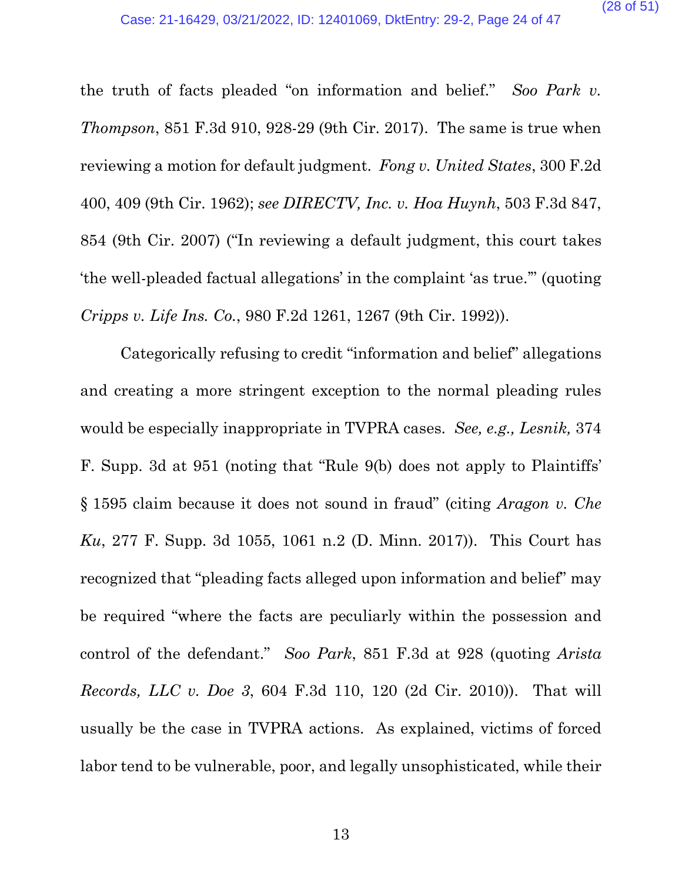the truth of facts pleaded "on information and belief." *Soo Park v. Thompson*, 851 F.3d 910, 928-29 (9th Cir. 2017). The same is true when reviewing a motion for default judgment. *Fong v. United States*, 300 F.2d 400, 409 (9th Cir. 1962); *see DIRECTV, Inc. v. Hoa Huynh*, 503 F.3d 847, 854 (9th Cir. 2007) ("In reviewing a default judgment, this court takes 'the well-pleaded factual allegations' in the complaint 'as true.'" (quoting *Cripps v. Life Ins. Co.*, 980 F.2d 1261, 1267 (9th Cir. 1992)).

Categorically refusing to credit "information and belief" allegations and creating a more stringent exception to the normal pleading rules would be especially inappropriate in TVPRA cases. *See, e.g., Lesnik,* 374 F. Supp. 3d at 951 (noting that "Rule 9(b) does not apply to Plaintiffs' § 1595 claim because it does not sound in fraud" (citing *Aragon v. Che Ku*, 277 F. Supp. 3d 1055, 1061 n.2 (D. Minn. 2017)). This Court has recognized that "pleading facts alleged upon information and belief" may be required "where the facts are peculiarly within the possession and control of the defendant." *Soo Park*, 851 F.3d at 928 (quoting *Arista Records, LLC v. Doe 3*, 604 F.3d 110, 120 (2d Cir. 2010)). That will usually be the case in TVPRA actions. As explained, victims of forced labor tend to be vulnerable, poor, and legally unsophisticated, while their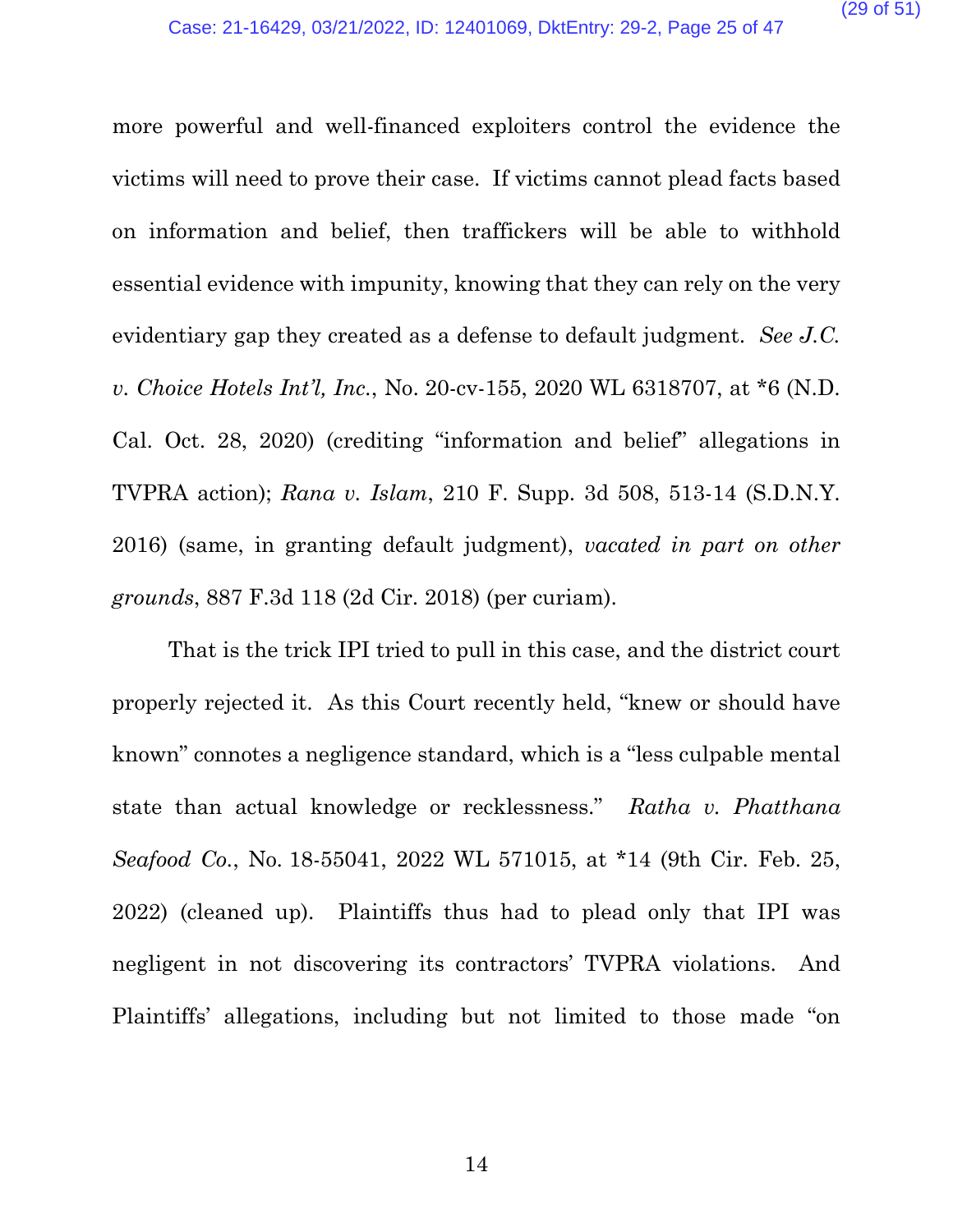more powerful and well-financed exploiters control the evidence the victims will need to prove their case. If victims cannot plead facts based on information and belief, then traffickers will be able to withhold essential evidence with impunity, knowing that they can rely on the very evidentiary gap they created as a defense to default judgment. *See J.C. v. Choice Hotels Int'l, Inc.*, No. 20-cv-155, 2020 WL 6318707, at *6 (N.D. Cal. Oct. 28, 2020) (crediting "information and belief" allegations in TVPRA action); *Rana v. Islam*, 210 F. Supp. 3d 508, 513-14 (S.D.N.Y. 2016) (same, in granting default judgment), *vacated in part on other grounds*, 887 F.3d 118 (2d Cir. 2018) (per curiam).

That is the trick IPI tried to pull in this case, and the district court properly rejected it. As this Court recently held, "knew or should have known" connotes a negligence standard, which is a "less culpable mental state than actual knowledge or recklessness." *Ratha v. Phatthana Seafood Co.*, No. 18-55041, 2022 WL 571015, at *14 (9th Cir. Feb. 25, 2022) (cleaned up). Plaintiffs thus had to plead only that IPI was negligent in not discovering its contractors' TVPRA violations. And Plaintiffs' allegations, including but not limited to those made "on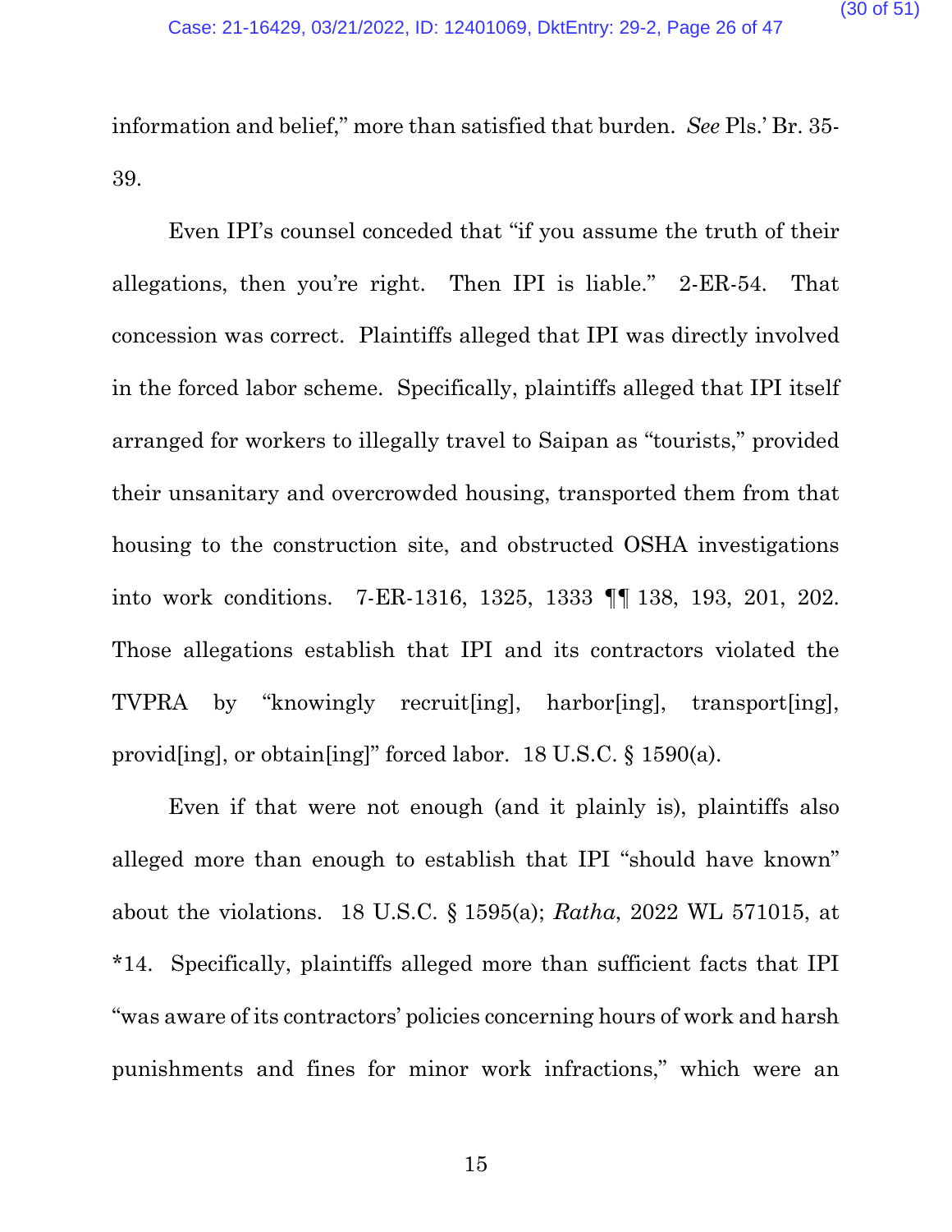information and belief," more than satisfied that burden. *See* Pls.' Br. 35-39.

Even IPI's counsel conceded that "if you assume the truth of their allegations, then you're right. Then IPI is liable." 2-ER-54. That concession was correct. Plaintiffs alleged that IPI was directly involved in the forced labor scheme. Specifically, plaintiffs alleged that IPI itself arranged for workers to illegally travel to Saipan as "tourists," provided their unsanitary and overcrowded housing, transported them from that housing to the construction site, and obstructed OSHA investigations into work conditions. 7-ER-1316, 1325, 1333 ¶¶ 138, 193, 201, 202. Those allegations establish that IPI and its contractors violated the TVPRA by "knowingly recruit[ing], harbor[ing], transport[ing], provid[ing], or obtain[ing]" forced labor. 18 U.S.C. § 1590(a).

Even if that were not enough (and it plainly is), plaintiffs also alleged more than enough to establish that IPI "should have known" about the violations. 18 U.S.C. § 1595(a); *Ratha*, 2022 WL 571015, at *14. Specifically, plaintiffs alleged more than sufficient facts that IPI "was aware of its contractors' policies concerning hours of work and harsh punishments and fines for minor work infractions," which were an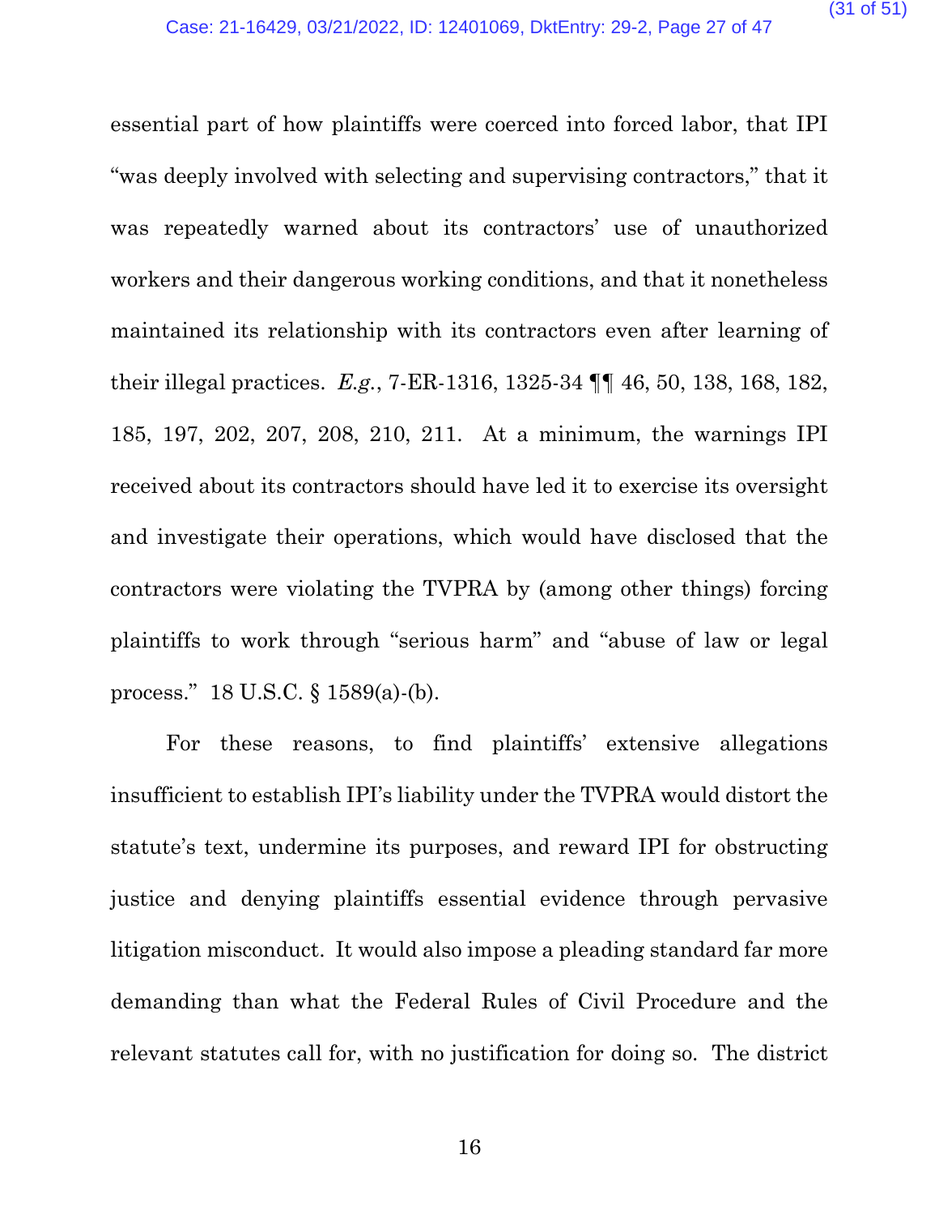essential part of how plaintiffs were coerced into forced labor, that IPI "was deeply involved with selecting and supervising contractors," that it was repeatedly warned about its contractors' use of unauthorized workers and their dangerous working conditions, and that it nonetheless maintained its relationship with its contractors even after learning of their illegal practices. *E.g.*, 7-ER-1316, 1325-34 ¶¶ 46, 50, 138, 168, 182, 185, 197, 202, 207, 208, 210, 211. At a minimum, the warnings IPI received about its contractors should have led it to exercise its oversight and investigate their operations, which would have disclosed that the contractors were violating the TVPRA by (among other things) forcing plaintiffs to work through "serious harm" and "abuse of law or legal process." 18 U.S.C. § 1589(a)-(b).

For these reasons, to find plaintiffs' extensive allegations insufficient to establish IPI's liability under the TVPRA would distort the statute's text, undermine its purposes, and reward IPI for obstructing justice and denying plaintiffs essential evidence through pervasive litigation misconduct. It would also impose a pleading standard far more demanding than what the Federal Rules of Civil Procedure and the relevant statutes call for, with no justification for doing so. The district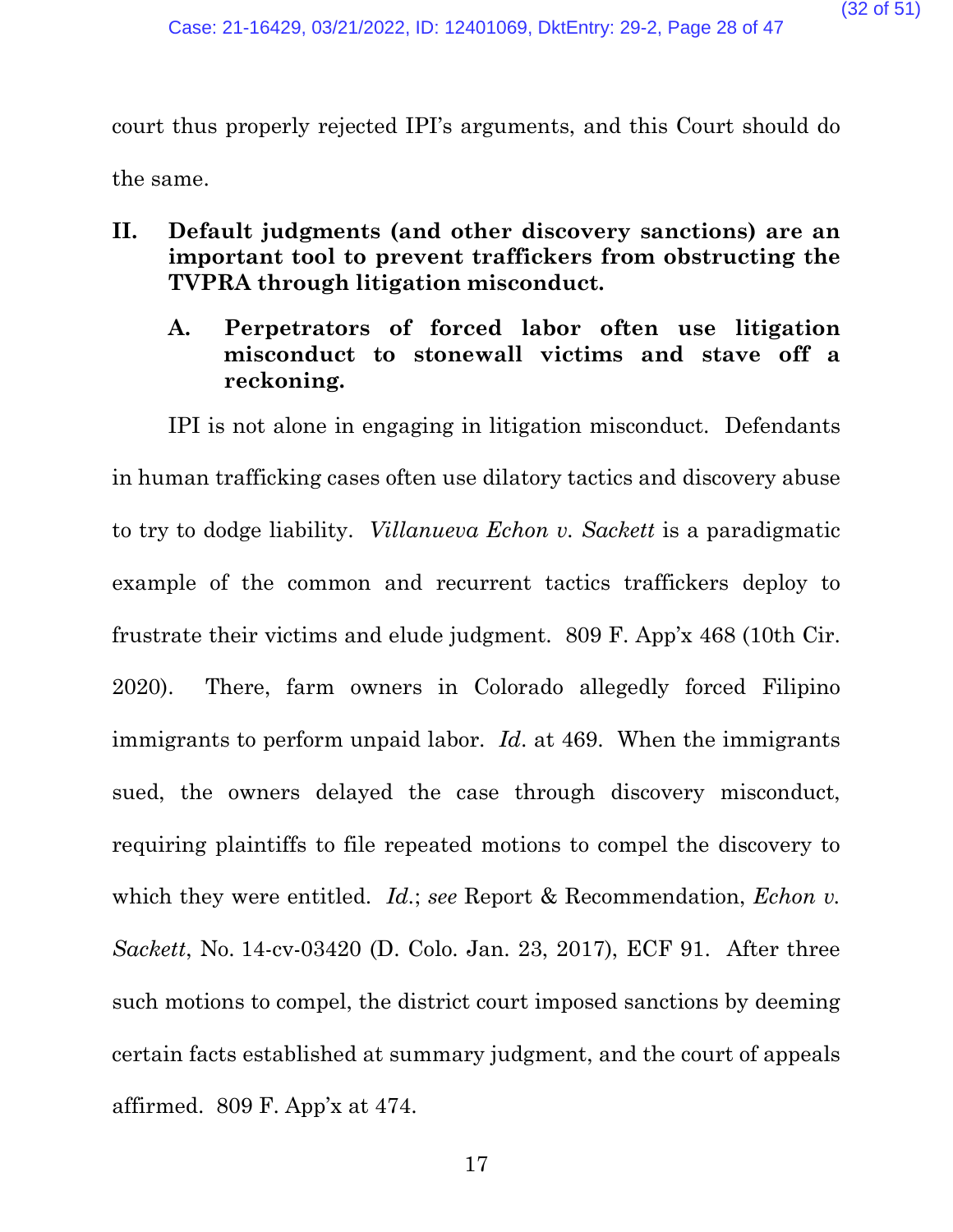court thus properly rejected IPI's arguments, and this Court should do the same.

## II. Default judgments (and other discovery sanctions) are an important tool to prevent traffickers from obstructing the TVPRA through litigation misconduct.

### A. Perpetrators of forced labor often use litigation misconduct to stonewall victims and stave off a reckoning.

IPI is not alone in engaging in litigation misconduct. Defendants in human trafficking cases often use dilatory tactics and discovery abuse to try to dodge liability. *Villanueva Echon v. Sackett* is a paradigmatic example of the common and recurrent tactics traffickers deploy to frustrate their victims and elude judgment. 809 F. App'x 468 (10th Cir. 2020). There, farm owners in Colorado allegedly forced Filipino immigrants to perform unpaid labor. *Id.* at 469. When the immigrants sued, the owners delayed the case through discovery misconduct, requiring plaintiffs to file repeated motions to compel the discovery to which they were entitled. *Id.*; *see* Report & Recommendation, *Echon v. Sackett*, No. 14-cv-03420 (D. Colo. Jan. 23, 2017), ECF 91. After three such motions to compel, the district court imposed sanctions by deeming certain facts established at summary judgment, and the court of appeals affirmed. 809 F. App'x at 474.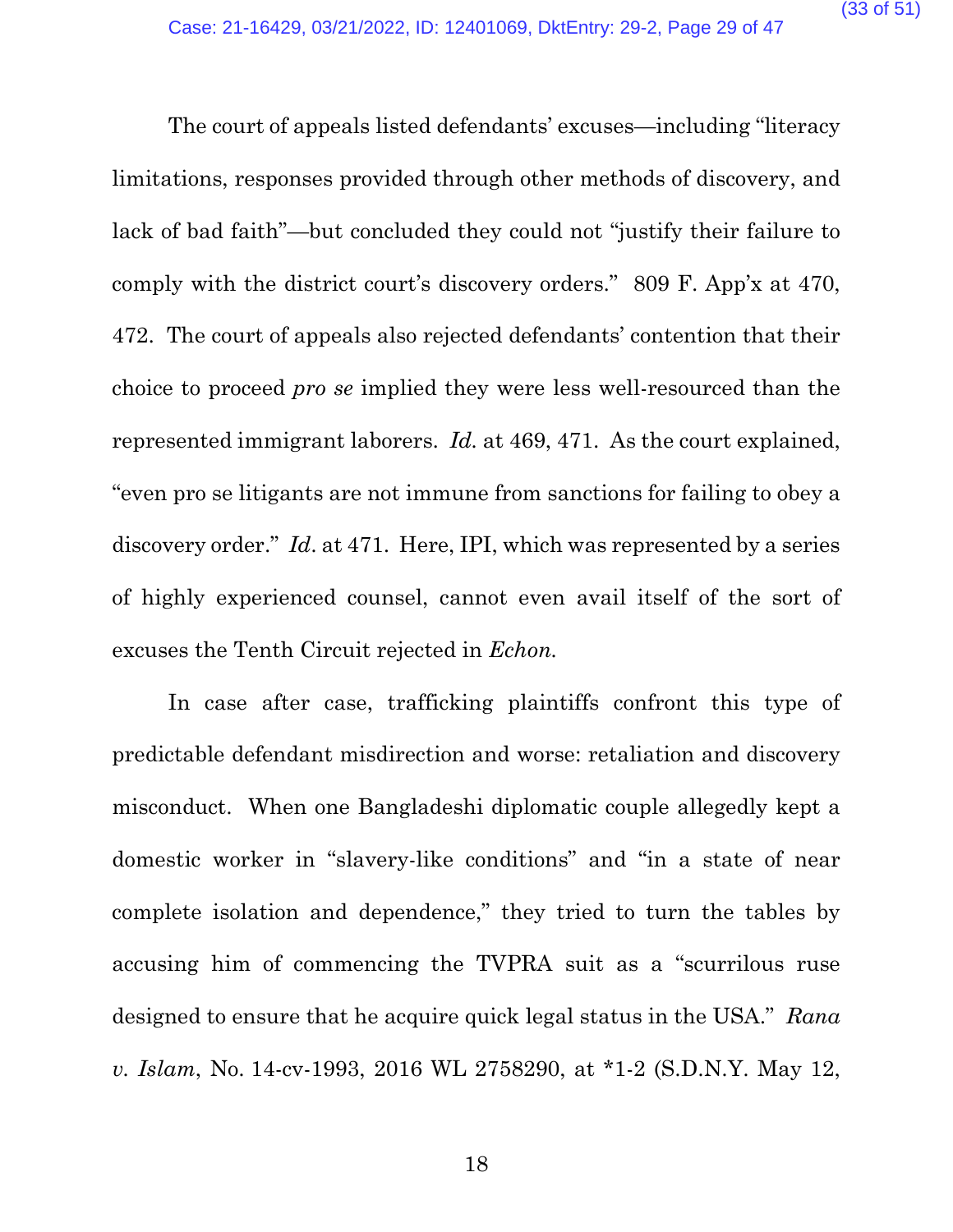The court of appeals listed defendants' excuses—including "literacy limitations, responses provided through other methods of discovery, and lack of bad faith"—but concluded they could not "justify their failure to comply with the district court's discovery orders." 809 F. App'x at 470, 472. The court of appeals also rejected defendants' contention that their choice to proceed *pro se* implied they were less well-resourced than the represented immigrant laborers. *Id.* at 469, 471. As the court explained, "even pro se litigants are not immune from sanctions for failing to obey a discovery order." *Id*. at 471. Here, IPI, which was represented by a series of highly experienced counsel, cannot even avail itself of the sort of excuses the Tenth Circuit rejected in *Echon.*

In case after case, trafficking plaintiffs confront this type of predictable defendant misdirection and worse: retaliation and discovery misconduct. When one Bangladeshi diplomatic couple allegedly kept a domestic worker in "slavery-like conditions" and "in a state of near complete isolation and dependence," they tried to turn the tables by accusing him of commencing the TVPRA suit as a "scurrilous ruse designed to ensure that he acquire quick legal status in the USA." *Rana v. Islam*, No. 14-cv-1993, 2016 WL 2758290, at *1-2 (S.D.N.Y. May 12,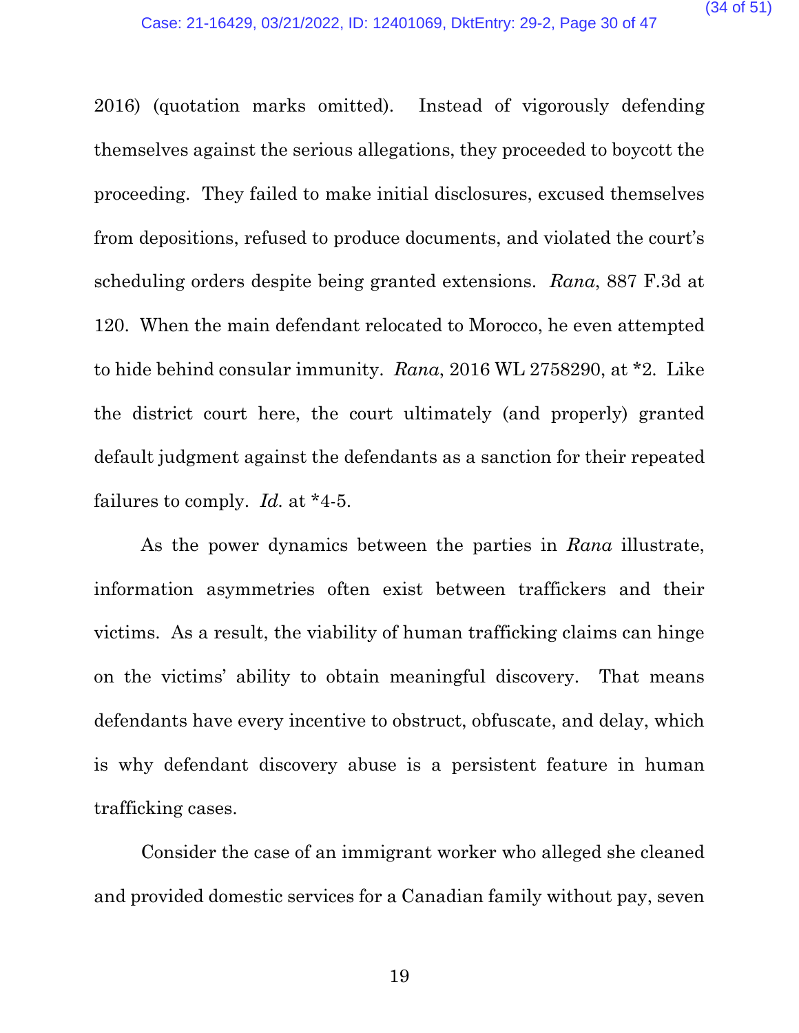2016) (quotation marks omitted). Instead of vigorously defending themselves against the serious allegations, they proceeded to boycott the proceeding. They failed to make initial disclosures, excused themselves from depositions, refused to produce documents, and violated the court's scheduling orders despite being granted extensions. *Rana*, 887 F.3d at 120. When the main defendant relocated to Morocco, he even attempted to hide behind consular immunity. *Rana*, 2016 WL 2758290, at *2. Like the district court here, the court ultimately (and properly) granted default judgment against the defendants as a sanction for their repeated failures to comply. *Id.* at *4-5.

As the power dynamics between the parties in *Rana* illustrate, information asymmetries often exist between traffickers and their victims. As a result, the viability of human trafficking claims can hinge on the victims' ability to obtain meaningful discovery. That means defendants have every incentive to obstruct, obfuscate, and delay, which is why defendant discovery abuse is a persistent feature in human trafficking cases.

Consider the case of an immigrant worker who alleged she cleaned and provided domestic services for a Canadian family without pay, seven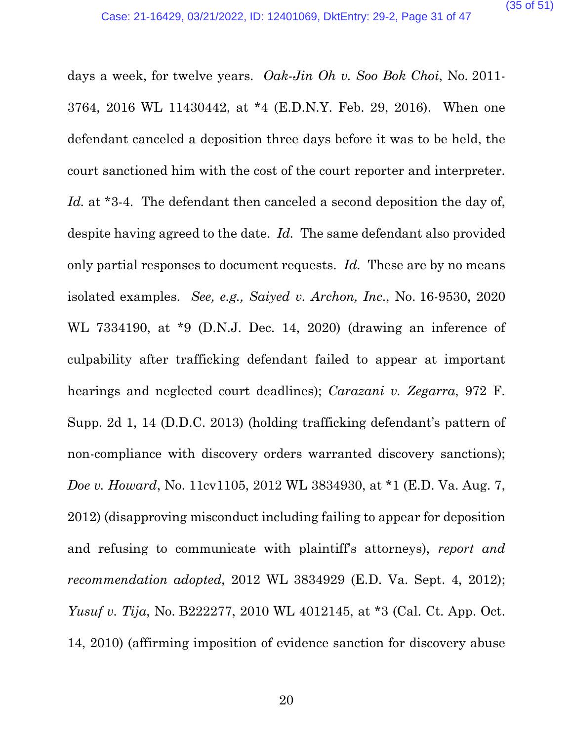days a week, for twelve years. *Oak-Jin Oh v. Soo Bok Choi*, No. 2011-3764, 2016 WL 11430442, at *4 (E.D.N.Y. Feb. 29, 2016). When one defendant canceled a deposition three days before it was to be held, the court sanctioned him with the cost of the court reporter and interpreter. *Id.* at *3-4. The defendant then canceled a second deposition the day of, despite having agreed to the date. *Id.* The same defendant also provided only partial responses to document requests. *Id.* These are by no means isolated examples. *See, e.g., Saiyed v. Archon, Inc.*, No. 16-9530, 2020 WL 7334190, at *9 (D.N.J. Dec. 14, 2020) (drawing an inference of culpability after trafficking defendant failed to appear at important hearings and neglected court deadlines); *Carazani v. Zegarra*, 972 F. Supp. 2d 1, 14 (D.D.C. 2013) (holding trafficking defendant's pattern of non-compliance with discovery orders warranted discovery sanctions); *Doe v. Howard*, No. 11cv1105, 2012 WL 3834930, at *1 (E.D. Va. Aug. 7, 2012) (disapproving misconduct including failing to appear for deposition and refusing to communicate with plaintiff's attorneys), *report and recommendation adopted*, 2012 WL 3834929 (E.D. Va. Sept. 4, 2012); *Yusuf v. Tija*, No. B222277, 2010 WL 4012145, at *3 (Cal. Ct. App. Oct. 14, 2010) (affirming imposition of evidence sanction for discovery abuse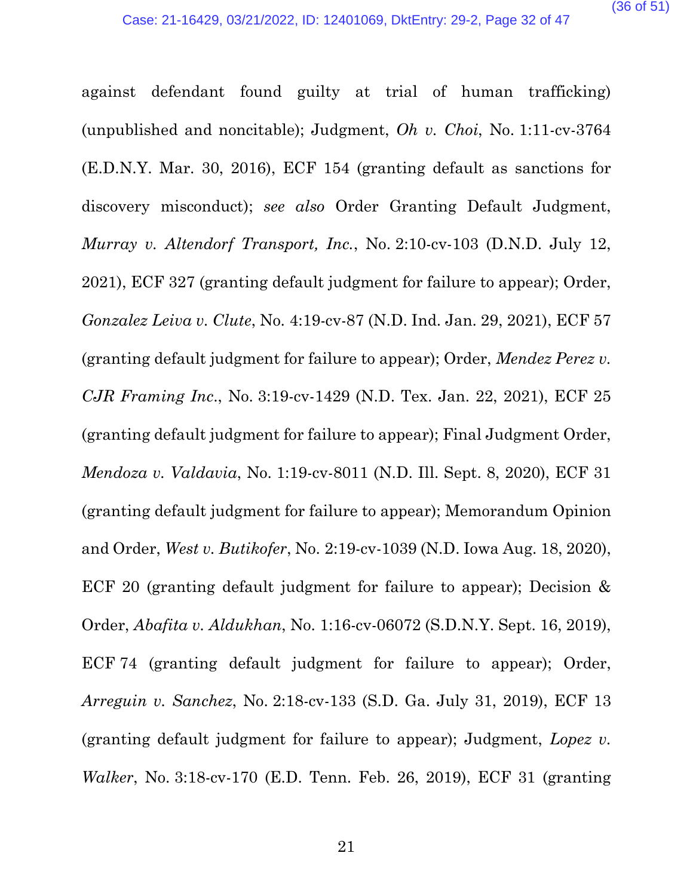against defendant found guilty at trial of human trafficking) (unpublished and noncitable); Judgment, *Oh v. Choi*, No. 1:11-cv-3764 (E.D.N.Y. Mar. 30, 2016), ECF 154 (granting default as sanctions for discovery misconduct); *see also* Order Granting Default Judgment, *Murray v. Altendorf Transport, Inc.*, No. 2:10-cv-103 (D.N.D. July 12, 2021), ECF 327 (granting default judgment for failure to appear); Order, *Gonzalez Leiva v. Clute*, No. 4:19-cv-87 (N.D. Ind. Jan. 29, 2021), ECF 57 (granting default judgment for failure to appear); Order, *Mendez Perez v. CJR Framing Inc.*, No. 3:19-cv-1429 (N.D. Tex. Jan. 22, 2021), ECF 25 (granting default judgment for failure to appear); Final Judgment Order, *Mendoza v. Valdavia*, No. 1:19-cv-8011 (N.D. Ill. Sept. 8, 2020), ECF 31 (granting default judgment for failure to appear); Memorandum Opinion and Order, *West v. Butikofer*, No. 2:19-cv-1039 (N.D. Iowa Aug. 18, 2020), ECF 20 (granting default judgment for failure to appear); Decision & Order, *Abafita v. Aldukhan*, No. 1:16-cv-06072 (S.D.N.Y. Sept. 16, 2019), ECF 74 (granting default judgment for failure to appear); Order, *Arreguin v. Sanchez*, No. 2:18-cv-133 (S.D. Ga. July 31, 2019), ECF 13 (granting default judgment for failure to appear); Judgment, *Lopez v. Walker*, No. 3:18-cv-170 (E.D. Tenn. Feb. 26, 2019), ECF 31 (granting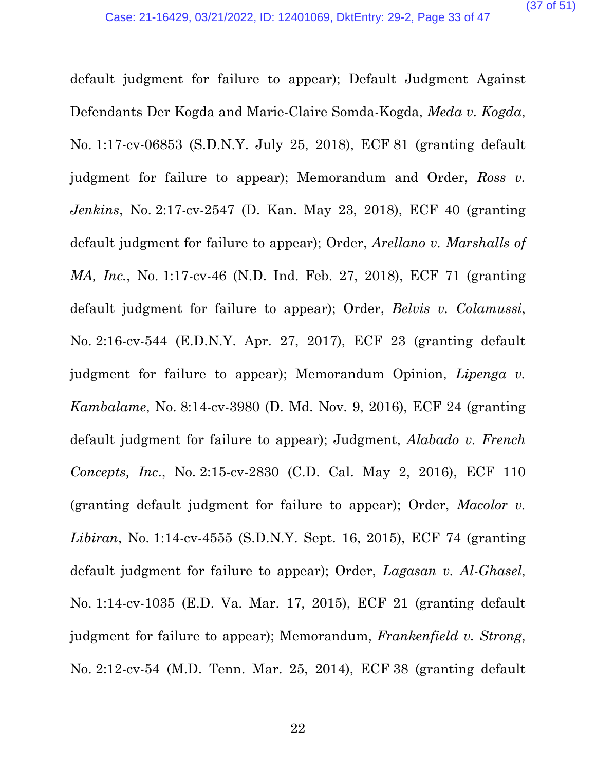default judgment for failure to appear); Default Judgment Against Defendants Der Kogda and Marie-Claire Somda-Kogda, *Meda v. Kogda*, No. 1:17-cv-06853 (S.D.N.Y. July 25, 2018), ECF 81 (granting default judgment for failure to appear); Memorandum and Order, *Ross v. Jenkins*, No. 2:17-cv-2547 (D. Kan. May 23, 2018), ECF 40 (granting default judgment for failure to appear); Order, *Arellano v. Marshalls of MA, Inc.*, No. 1:17-cv-46 (N.D. Ind. Feb. 27, 2018), ECF 71 (granting default judgment for failure to appear); Order, *Belvis v. Colamussi*, No. 2:16-cv-544 (E.D.N.Y. Apr. 27, 2017), ECF 23 (granting default judgment for failure to appear); Memorandum Opinion, *Lipenga v. Kambalame*, No. 8:14-cv-3980 (D. Md. Nov. 9, 2016), ECF 24 (granting default judgment for failure to appear); Judgment, *Alabado v. French Concepts, Inc.*, No. 2:15-cv-2830 (C.D. Cal. May 2, 2016), ECF 110 (granting default judgment for failure to appear); Order, *Macolor v. Libiran*, No. 1:14-cv-4555 (S.D.N.Y. Sept. 16, 2015), ECF 74 (granting default judgment for failure to appear); Order, *Lagasan v. Al-Ghasel*, No. 1:14-cv-1035 (E.D. Va. Mar. 17, 2015), ECF 21 (granting default judgment for failure to appear); Memorandum, *Frankenfield v. Strong*, No. 2:12-cv-54 (M.D. Tenn. Mar. 25, 2014), ECF 38 (granting default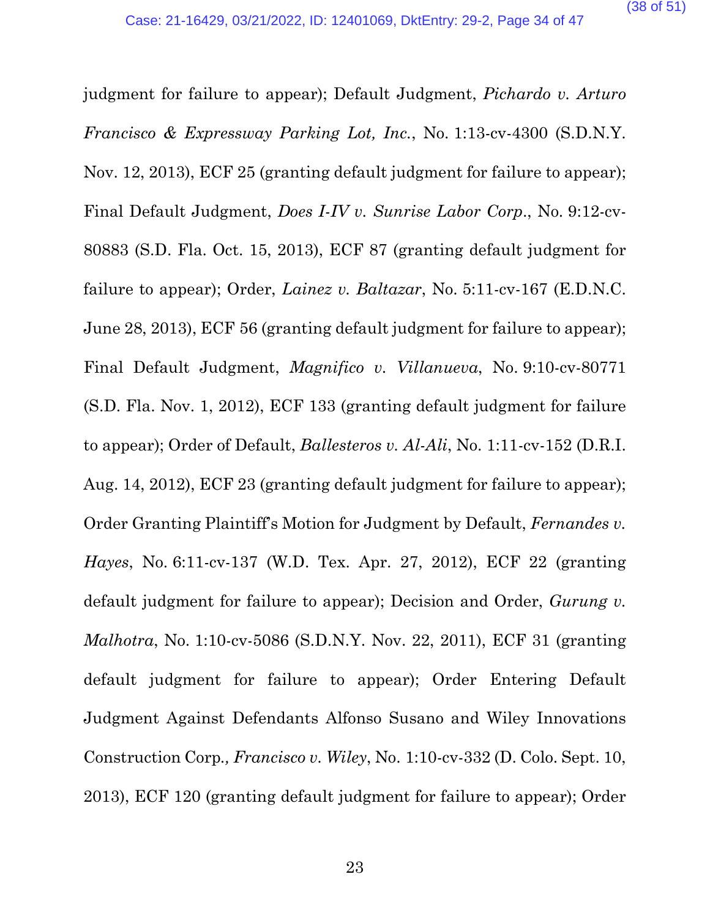judgment for failure to appear); Default Judgment, *Pichardo v. Arturo Francisco & Expressway Parking Lot, Inc.*, No. 1:13-cv-4300 (S.D.N.Y. Nov. 12, 2013), ECF 25 (granting default judgment for failure to appear); Final Default Judgment, *Does I-IV v. Sunrise Labor Corp.*, No. 9:12-cv-80883 (S.D. Fla. Oct. 15, 2013), ECF 87 (granting default judgment for failure to appear); Order, *Lainez v. Baltazar*, No. 5:11-cv-167 (E.D.N.C. June 28, 2013), ECF 56 (granting default judgment for failure to appear); Final Default Judgment, *Magnifico v. Villanueva*, No. 9:10-cv-80771 (S.D. Fla. Nov. 1, 2012), ECF 133 (granting default judgment for failure to appear); Order of Default, *Ballesteros v. Al-Ali*, No. 1:11-cv-152 (D.R.I. Aug. 14, 2012), ECF 23 (granting default judgment for failure to appear); Order Granting Plaintiff's Motion for Judgment by Default, *Fernandes v. Hayes*, No. 6:11-cv-137 (W.D. Tex. Apr. 27, 2012), ECF 22 (granting default judgment for failure to appear); Decision and Order, *Gurung v. Malhotra*, No. 1:10-cv-5086 (S.D.N.Y. Nov. 22, 2011), ECF 31 (granting default judgment for failure to appear); Order Entering Default Judgment Against Defendants Alfonso Susano and Wiley Innovations Construction Corp., *Francisco v. Wiley*, No. 1:10-cv-332 (D. Colo. Sept. 10, 2013), ECF 120 (granting default judgment for failure to appear); Order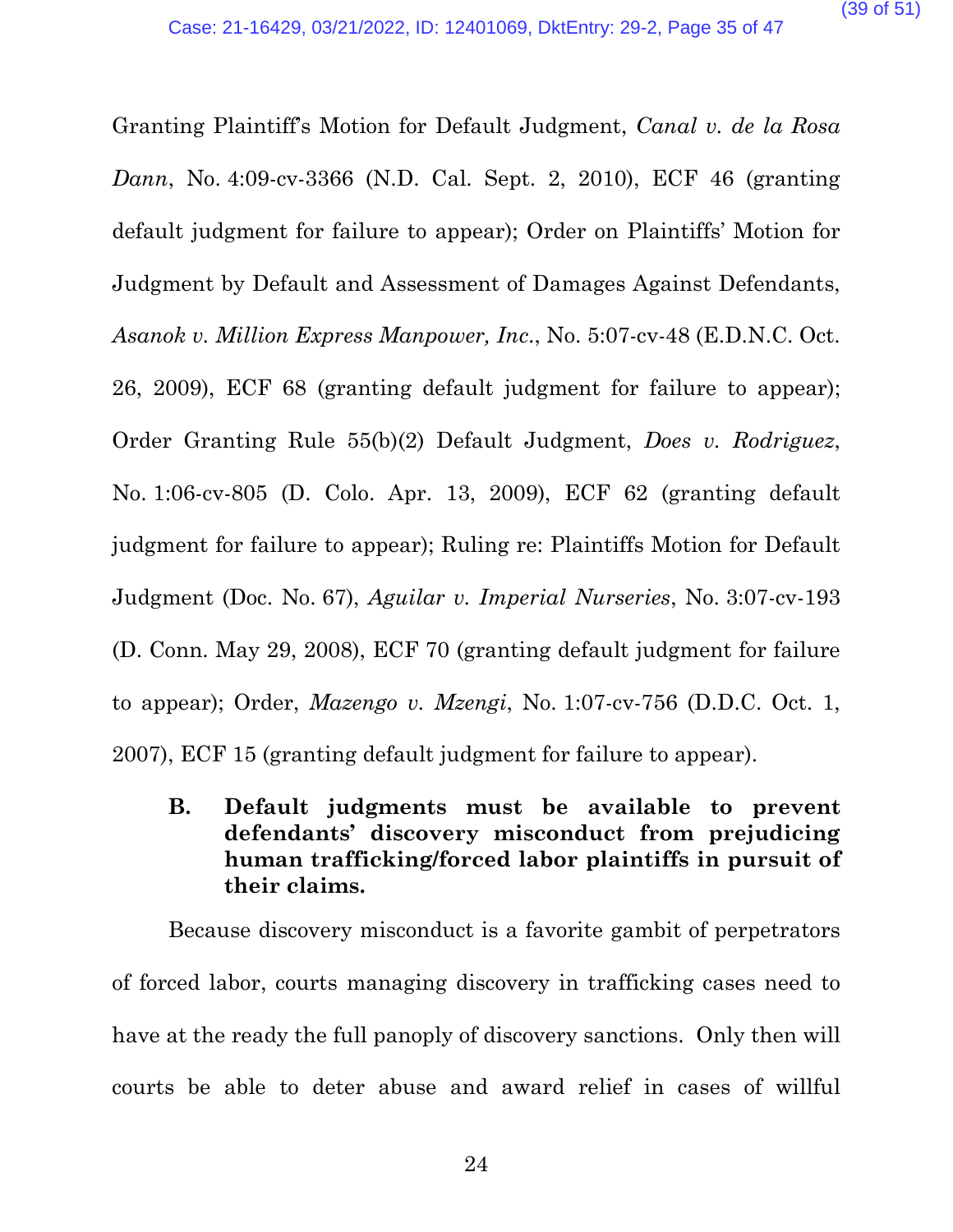Granting Plaintiff's Motion for Default Judgment, *Canal v. de la Rosa Dann*, No. 4:09-cv-3366 (N.D. Cal. Sept. 2, 2010), ECF 46 (granting default judgment for failure to appear); Order on Plaintiffs' Motion for Judgment by Default and Assessment of Damages Against Defendants, *Asanok v. Million Express Manpower, Inc.*, No. 5:07-cv-48 (E.D.N.C. Oct. 26, 2009), ECF 68 (granting default judgment for failure to appear); Order Granting Rule 55(b)(2) Default Judgment, *Does v. Rodriguez*, No. 1:06-cv-805 (D. Colo. Apr. 13, 2009), ECF 62 (granting default judgment for failure to appear); Ruling re: Plaintiffs Motion for Default Judgment (Doc. No. 67), *Aguilar v. Imperial Nurseries*, No. 3:07-cv-193 (D. Conn. May 29, 2008), ECF 70 (granting default judgment for failure to appear); Order, *Mazengo v. Mzengi*, No. 1:07-cv-756 (D.D.C. Oct. 1, 2007), ECF 15 (granting default judgment for failure to appear).

### B. Default judgments must be available to prevent defendants' discovery misconduct from prejudicing human trafficking/forced labor plaintiffs in pursuit of their claims.

Because discovery misconduct is a favorite gambit of perpetrators of forced labor, courts managing discovery in trafficking cases need to have at the ready the full panoply of discovery sanctions. Only then will courts be able to deter abuse and award relief in cases of willful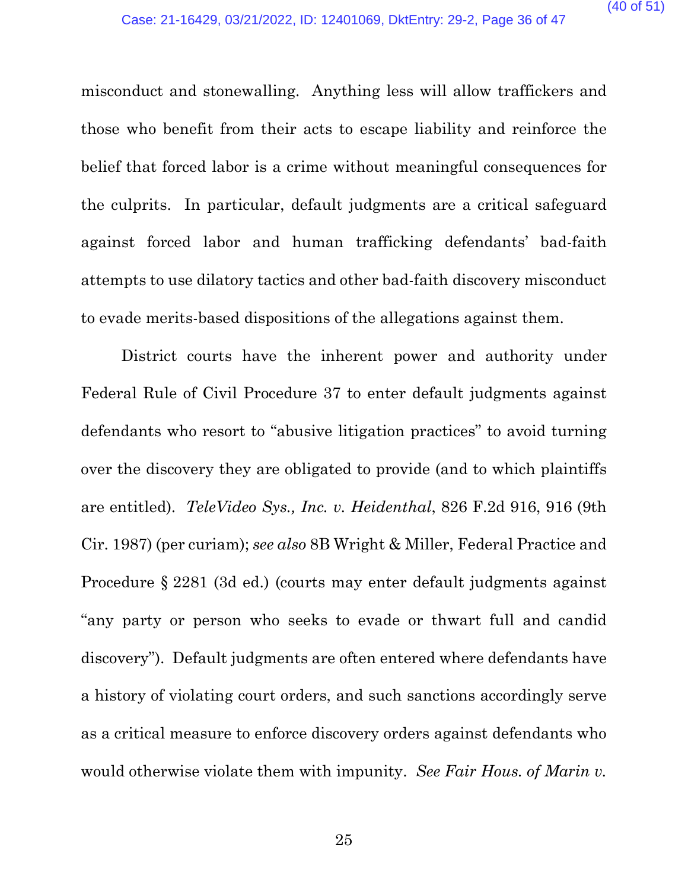misconduct and stonewalling. Anything less will allow traffickers and those who benefit from their acts to escape liability and reinforce the belief that forced labor is a crime without meaningful consequences for the culprits. In particular, default judgments are a critical safeguard against forced labor and human trafficking defendants' bad-faith attempts to use dilatory tactics and other bad-faith discovery misconduct to evade merits-based dispositions of the allegations against them.

District courts have the inherent power and authority under Federal Rule of Civil Procedure 37 to enter default judgments against defendants who resort to "abusive litigation practices" to avoid turning over the discovery they are obligated to provide (and to which plaintiffs are entitled). *TeleVideo Sys., Inc. v. Heidenthal*, 826 F.2d 916, 916 (9th Cir. 1987) (per curiam); *see also* 8B Wright & Miller, Federal Practice and Procedure § 2281 (3d ed.) (courts may enter default judgments against "any party or person who seeks to evade or thwart full and candid discovery"). Default judgments are often entered where defendants have a history of violating court orders, and such sanctions accordingly serve as a critical measure to enforce discovery orders against defendants who would otherwise violate them with impunity. *See Fair Hous. of Marin v.*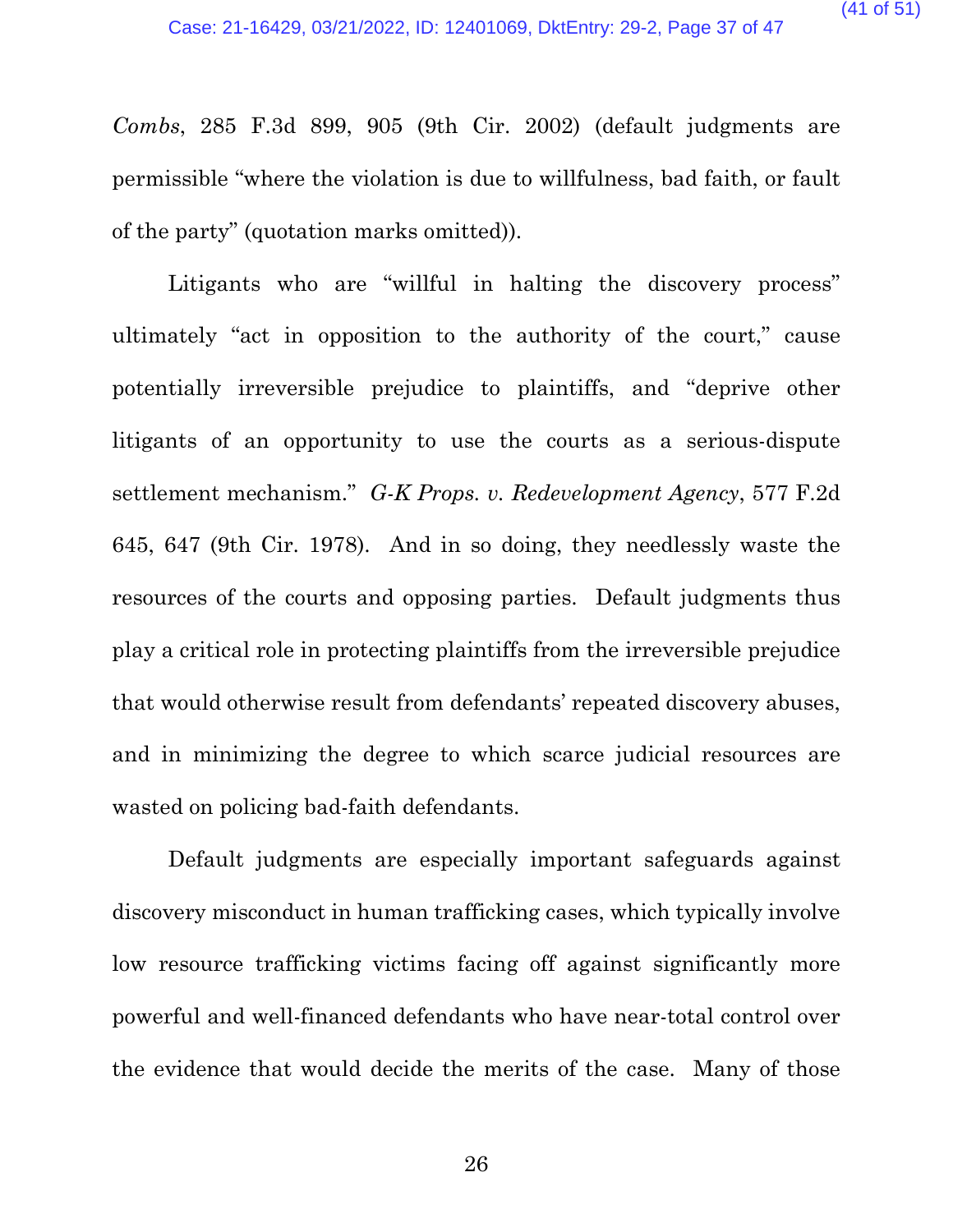*Combs*, 285 F.3d 899, 905 (9th Cir. 2002) (default judgments are permissible "where the violation is due to willfulness, bad faith, or fault of the party" (quotation marks omitted)).

Litigants who are "willful in halting the discovery process" ultimately "act in opposition to the authority of the court," cause potentially irreversible prejudice to plaintiffs, and "deprive other litigants of an opportunity to use the courts as a serious-dispute settlement mechanism." *G-K Props. v. Redevelopment Agency*, 577 F.2d 645, 647 (9th Cir. 1978). And in so doing, they needlessly waste the resources of the courts and opposing parties. Default judgments thus play a critical role in protecting plaintiffs from the irreversible prejudice that would otherwise result from defendants' repeated discovery abuses, and in minimizing the degree to which scarce judicial resources are wasted on policing bad-faith defendants.

Default judgments are especially important safeguards against discovery misconduct in human trafficking cases, which typically involve low resource trafficking victims facing off against significantly more powerful and well-financed defendants who have near-total control over the evidence that would decide the merits of the case. Many of those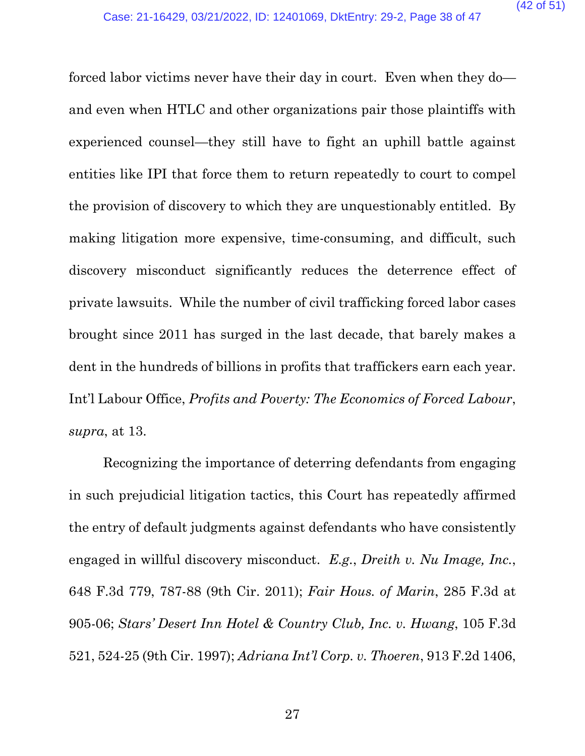forced labor victims never have their day in court. Even when they do—and even when HTLC and other organizations pair those plaintiffs with experienced counsel—they still have to fight an uphill battle against entities like IPI that force them to return repeatedly to court to compel the provision of discovery to which they are unquestionably entitled. By making litigation more expensive, time-consuming, and difficult, such discovery misconduct significantly reduces the deterrence effect of private lawsuits. While the number of civil trafficking forced labor cases brought since 2011 has surged in the last decade, that barely makes a dent in the hundreds of billions in profits that traffickers earn each year. Int'l Labour Office, *Profits and Poverty: The Economics of Forced Labour*, *supra*, at 13.

Recognizing the importance of deterring defendants from engaging in such prejudicial litigation tactics, this Court has repeatedly affirmed the entry of default judgments against defendants who have consistently engaged in willful discovery misconduct. *E.g.*, *Dreith v. Nu Image, Inc.*, 648 F.3d 779, 787-88 (9th Cir. 2011); *Fair Hous. of Marin*, 285 F.3d at 905-06; *Stars' Desert Inn Hotel & Country Club, Inc. v. Hwang*, 105 F.3d 521, 524-25 (9th Cir. 1997); *Adriana Int'l Corp. v. Thoeren*, 913 F.2d 1406,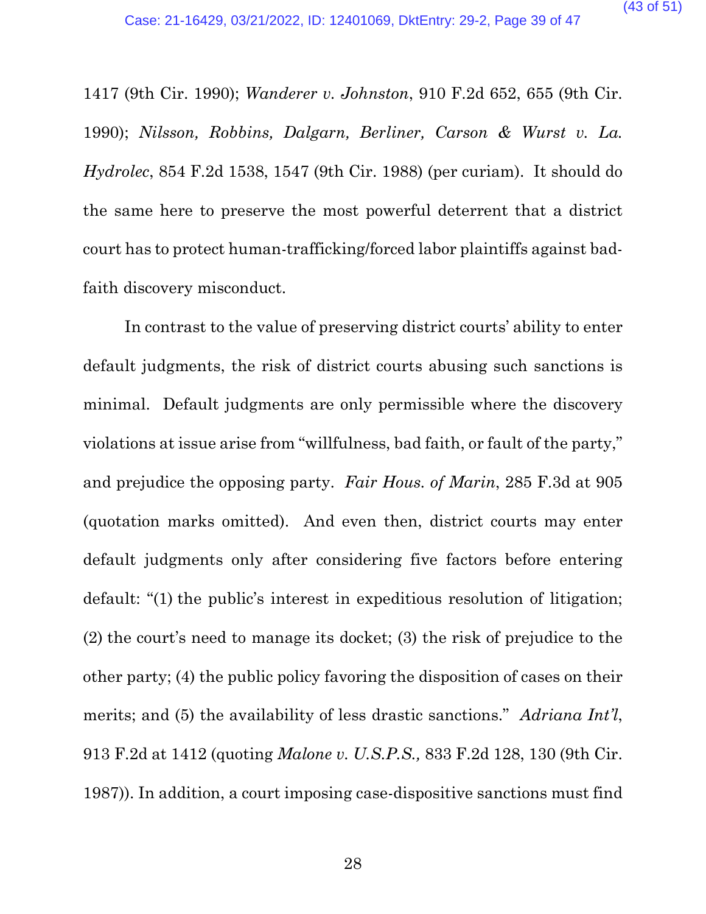1417 (9th Cir. 1990); *Wanderer v. Johnston*, 910 F.2d 652, 655 (9th Cir. 1990); *Nilsson, Robbins, Dalgarn, Berliner, Carson & Wurst v. La. Hydrolec*, 854 F.2d 1538, 1547 (9th Cir. 1988) (per curiam). It should do the same here to preserve the most powerful deterrent that a district court has to protect human-trafficking/forced labor plaintiffs against bad-faith discovery misconduct.

In contrast to the value of preserving district courts' ability to enter default judgments, the risk of district courts abusing such sanctions is minimal. Default judgments are only permissible where the discovery violations at issue arise from "willfulness, bad faith, or fault of the party," and prejudice the opposing party. *Fair Hous. of Marin*, 285 F.3d at 905 (quotation marks omitted). And even then, district courts may enter default judgments only after considering five factors before entering default: "(1) the public's interest in expeditious resolution of litigation; (2) the court's need to manage its docket; (3) the risk of prejudice to the other party; (4) the public policy favoring the disposition of cases on their merits; and (5) the availability of less drastic sanctions." *Adriana Int'l*, 913 F.2d at 1412 (quoting *Malone v. U.S.P.S.,* 833 F.2d 128, 130 (9th Cir. 1987)). In addition, a court imposing case-dispositive sanctions must find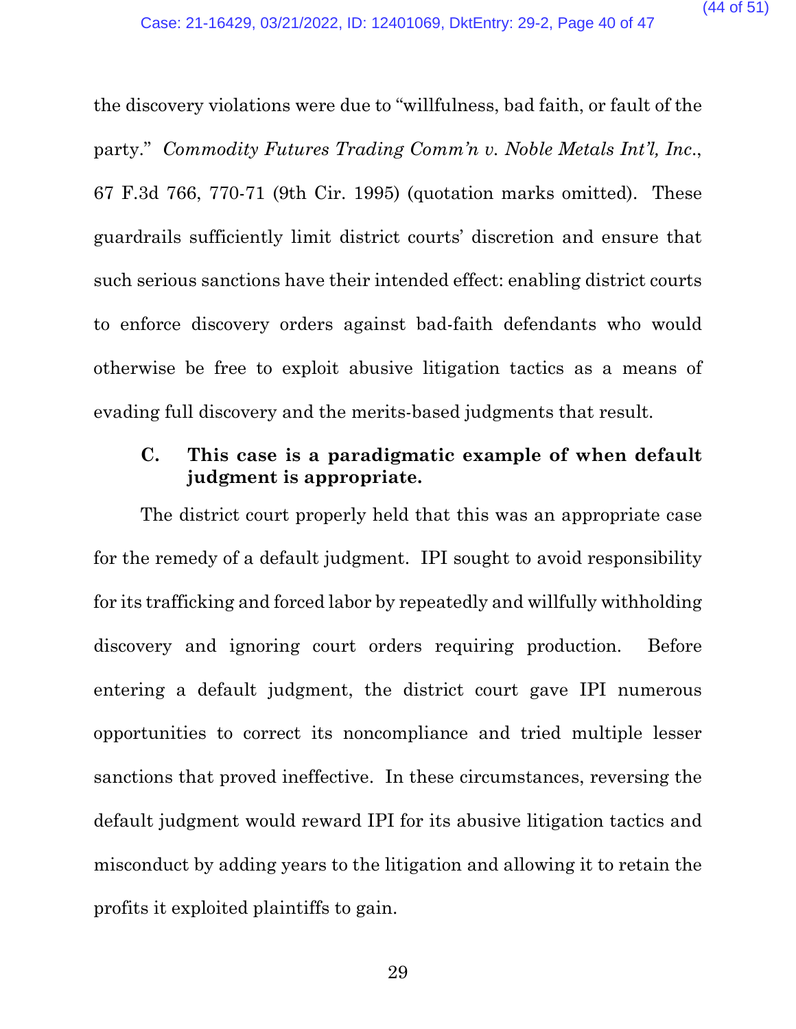the discovery violations were due to "willfulness, bad faith, or fault of the party." *Commodity Futures Trading Comm'n v. Noble Metals Int'l, Inc.*, 67 F.3d 766, 770-71 (9th Cir. 1995) (quotation marks omitted). These guardrails sufficiently limit district courts' discretion and ensure that such serious sanctions have their intended effect: enabling district courts to enforce discovery orders against bad-faith defendants who would otherwise be free to exploit abusive litigation tactics as a means of evading full discovery and the merits-based judgments that result.

### C. This case is a paradigmatic example of when default judgment is appropriate.

The district court properly held that this was an appropriate case for the remedy of a default judgment. IPI sought to avoid responsibility for its trafficking and forced labor by repeatedly and willfully withholding discovery and ignoring court orders requiring production. Before entering a default judgment, the district court gave IPI numerous opportunities to correct its noncompliance and tried multiple lesser sanctions that proved ineffective. In these circumstances, reversing the default judgment would reward IPI for its abusive litigation tactics and misconduct by adding years to the litigation and allowing it to retain the profits it exploited plaintiffs to gain.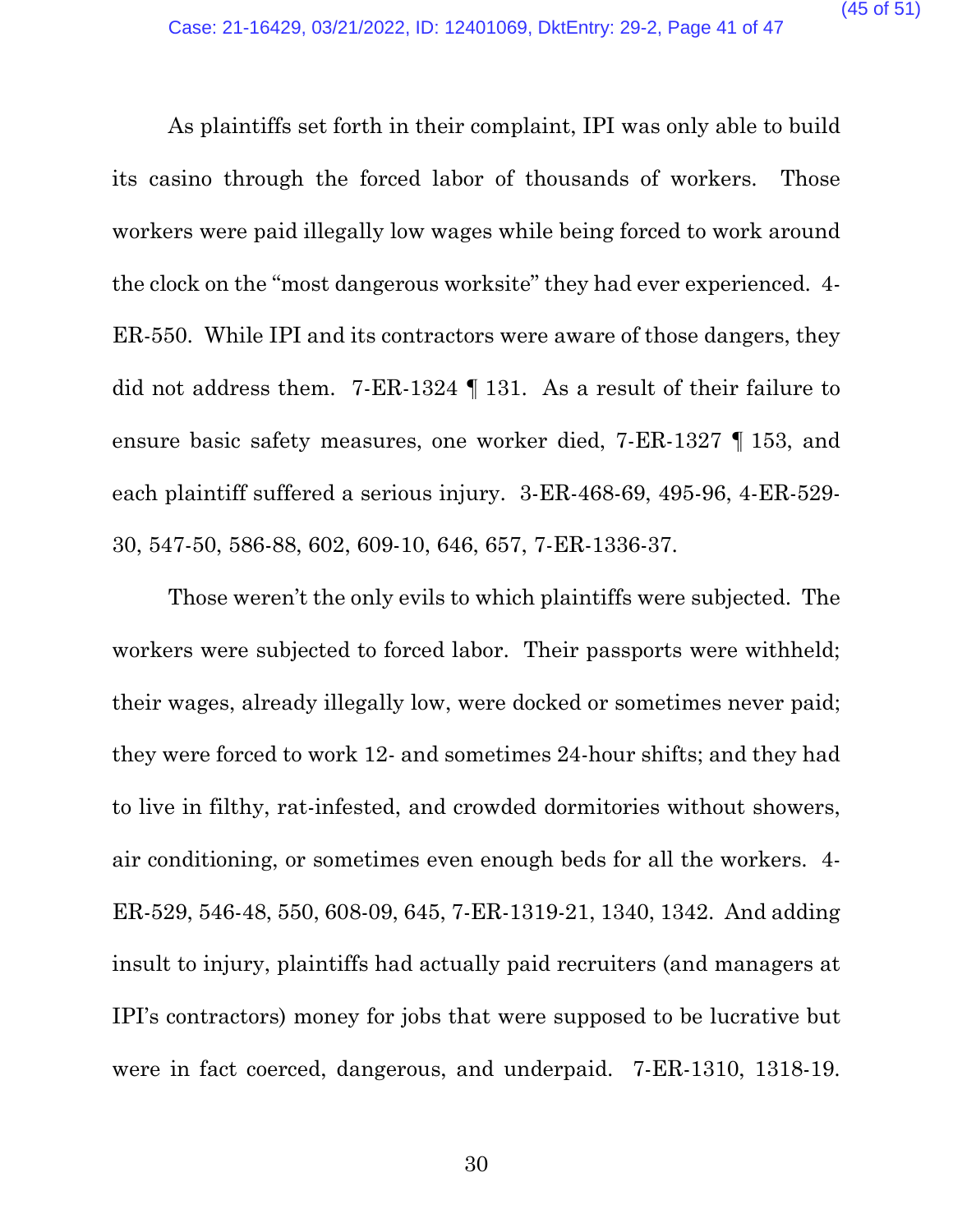As plaintiffs set forth in their complaint, IPI was only able to build its casino through the forced labor of thousands of workers. Those workers were paid illegally low wages while being forced to work around the clock on the "most dangerous worksite" they had ever experienced. 4-ER-550. While IPI and its contractors were aware of those dangers, they did not address them. 7-ER-1324 ¶ 131. As a result of their failure to ensure basic safety measures, one worker died, 7-ER-1327 ¶ 153, and each plaintiff suffered a serious injury. 3-ER-468-69, 495-96, 4-ER-529-30, 547-50, 586-88, 602, 609-10, 646, 657, 7-ER-1336-37.

Those weren't the only evils to which plaintiffs were subjected. The workers were subjected to forced labor. Their passports were withheld; their wages, already illegally low, were docked or sometimes never paid; they were forced to work 12- and sometimes 24-hour shifts; and they had to live in filthy, rat-infested, and crowded dormitories without showers, air conditioning, or sometimes even enough beds for all the workers. 4-ER-529, 546-48, 550, 608-09, 645, 7-ER-1319-21, 1340, 1342. And adding insult to injury, plaintiffs had actually paid recruiters (and managers at IPI's contractors) money for jobs that were supposed to be lucrative but were in fact coerced, dangerous, and underpaid. 7-ER-1310, 1318-19.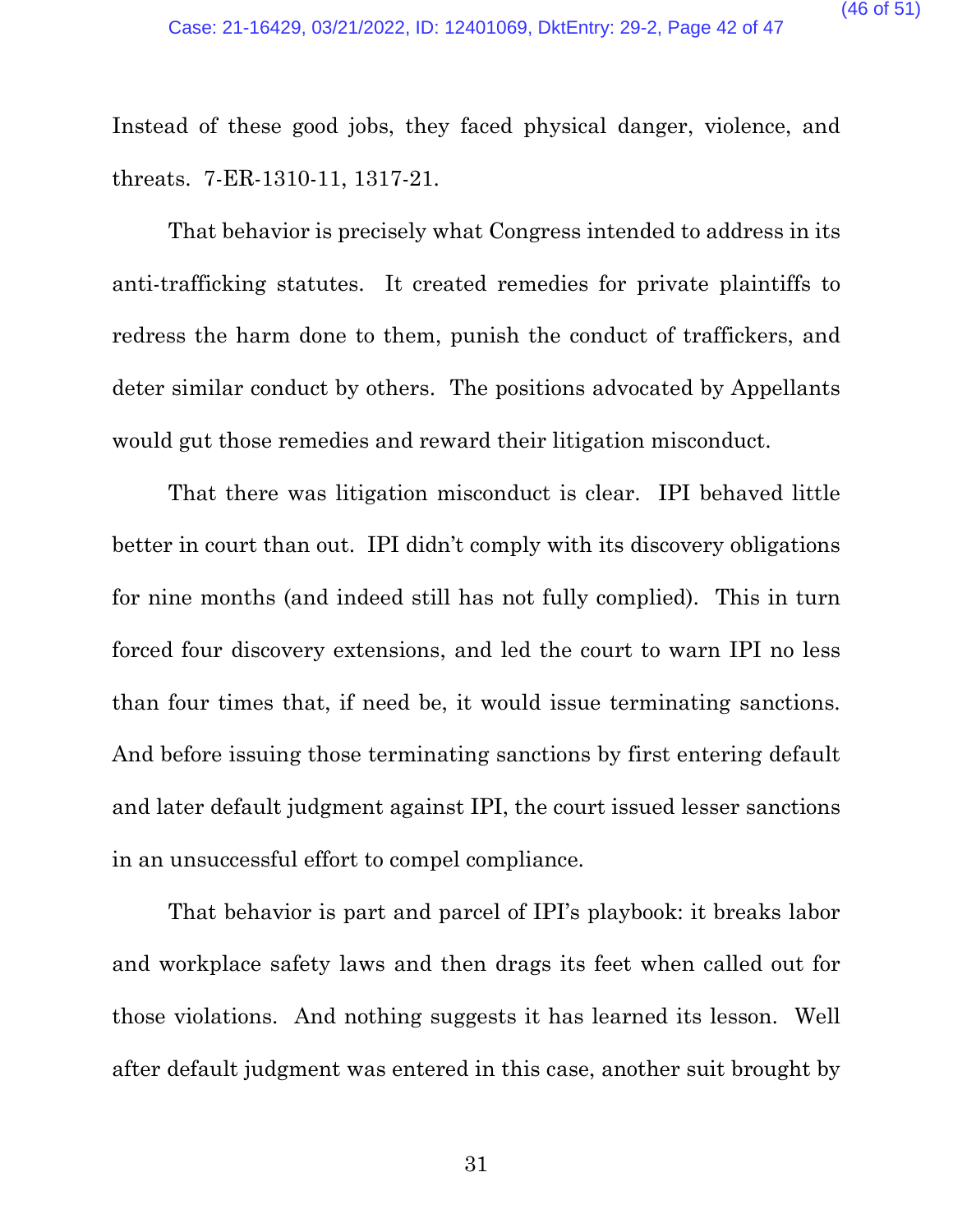Instead of these good jobs, they faced physical danger, violence, and threats. 7-ER-1310-11, 1317-21.

That behavior is precisely what Congress intended to address in its anti-trafficking statutes. It created remedies for private plaintiffs to redress the harm done to them, punish the conduct of traffickers, and deter similar conduct by others. The positions advocated by Appellants would gut those remedies and reward their litigation misconduct.

That there was litigation misconduct is clear. IPI behaved little better in court than out. IPI didn't comply with its discovery obligations for nine months (and indeed still has not fully complied). This in turn forced four discovery extensions, and led the court to warn IPI no less than four times that, if need be, it would issue terminating sanctions. And before issuing those terminating sanctions by first entering default and later default judgment against IPI, the court issued lesser sanctions in an unsuccessful effort to compel compliance.

That behavior is part and parcel of IPI's playbook: it breaks labor and workplace safety laws and then drags its feet when called out for those violations. And nothing suggests it has learned its lesson. Well after default judgment was entered in this case, another suit brought by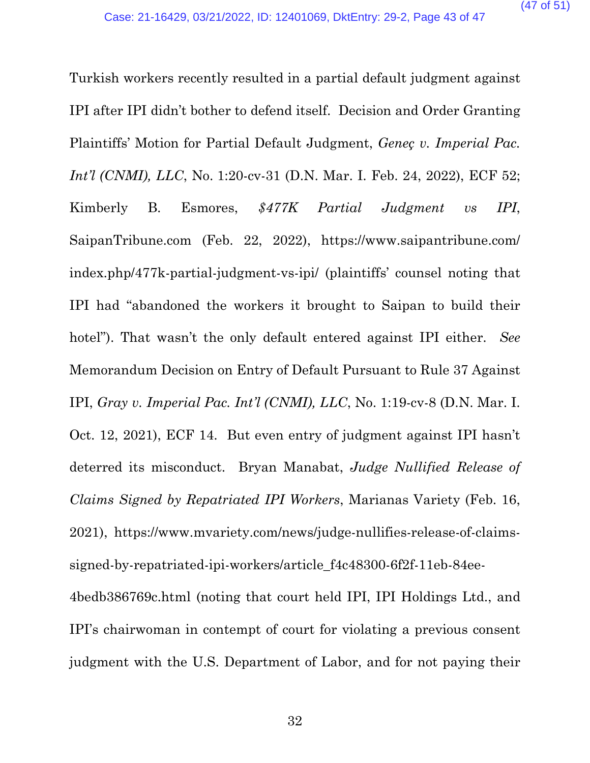Turkish workers recently resulted in a partial default judgment against IPI after IPI didn't bother to defend itself. Decision and Order Granting Plaintiffs' Motion for Partial Default Judgment, *Geneç v. Imperial Pac. Int'l (CNMI), LLC*, No. 1:20-cv-31 (D.N. Mar. I. Feb. 24, 2022), ECF 52; Kimberly B. Esmores, *$477K Partial Judgment vs IPI*, SaipanTribune.com (Feb. 22, 2022), https://www.saipantribune.com/index.php/477k-partial-judgment-vs-ipi/ (plaintiffs' counsel noting that IPI had "abandoned the workers it brought to Saipan to build their hotel"). That wasn't the only default entered against IPI either. *See* Memorandum Decision on Entry of Default Pursuant to Rule 37 Against IPI, *Gray v. Imperial Pac. Int'l (CNMI), LLC*, No. 1:19-cv-8 (D.N. Mar. I. Oct. 12, 2021), ECF 14. But even entry of judgment against IPI hasn't deterred its misconduct. Bryan Manabat, *Judge Nullified Release of Claims Signed by Repatriated IPI Workers*, Marianas Variety (Feb. 16, 2021), https://www.mvariety.com/news/judge-nullifies-release-of-claims-signed-by-repatriated-ipi-workers/article_f4c48300-6f2f-11eb-84ee-4bedb386769c.html (noting that court held IPI, IPI Holdings Ltd., and IPI's chairwoman in contempt of court for violating a previous consent judgment with the U.S. Department of Labor, and for not paying their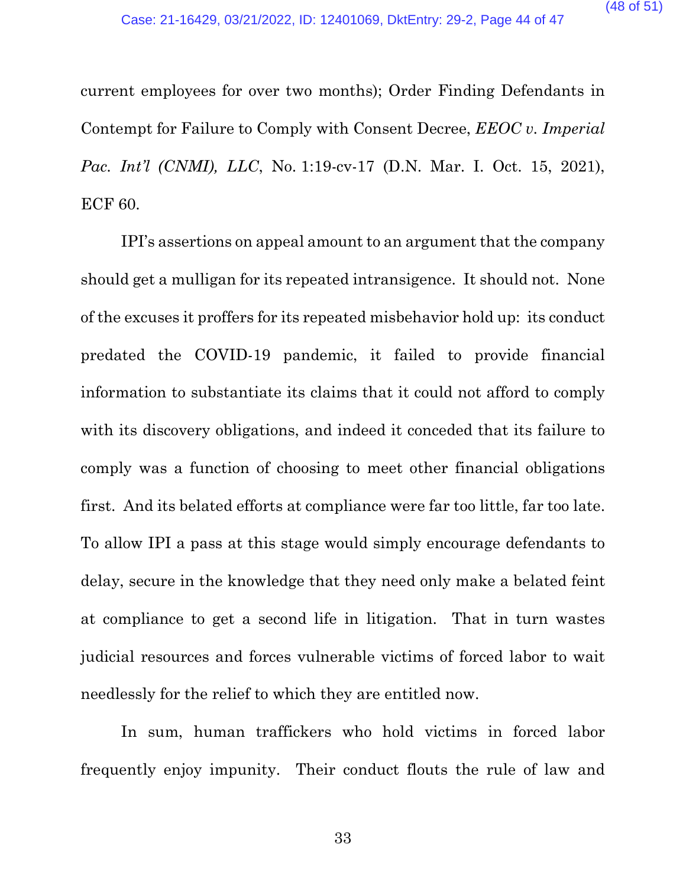current employees for over two months); Order Finding Defendants in Contempt for Failure to Comply with Consent Decree, *EEOC v. Imperial Pac. Int'l (CNMI), LLC*, No. 1:19-cv-17 (D.N. Mar. I. Oct. 15, 2021), ECF 60.

IPI's assertions on appeal amount to an argument that the company should get a mulligan for its repeated intransigence. It should not. None of the excuses it proffers for its repeated misbehavior hold up: its conduct predated the COVID-19 pandemic, it failed to provide financial information to substantiate its claims that it could not afford to comply with its discovery obligations, and indeed it conceded that its failure to comply was a function of choosing to meet other financial obligations first. And its belated efforts at compliance were far too little, far too late. To allow IPI a pass at this stage would simply encourage defendants to delay, secure in the knowledge that they need only make a belated feint at compliance to get a second life in litigation. That in turn wastes judicial resources and forces vulnerable victims of forced labor to wait needlessly for the relief to which they are entitled now.

In sum, human traffickers who hold victims in forced labor frequently enjoy impunity. Their conduct flouts the rule of law and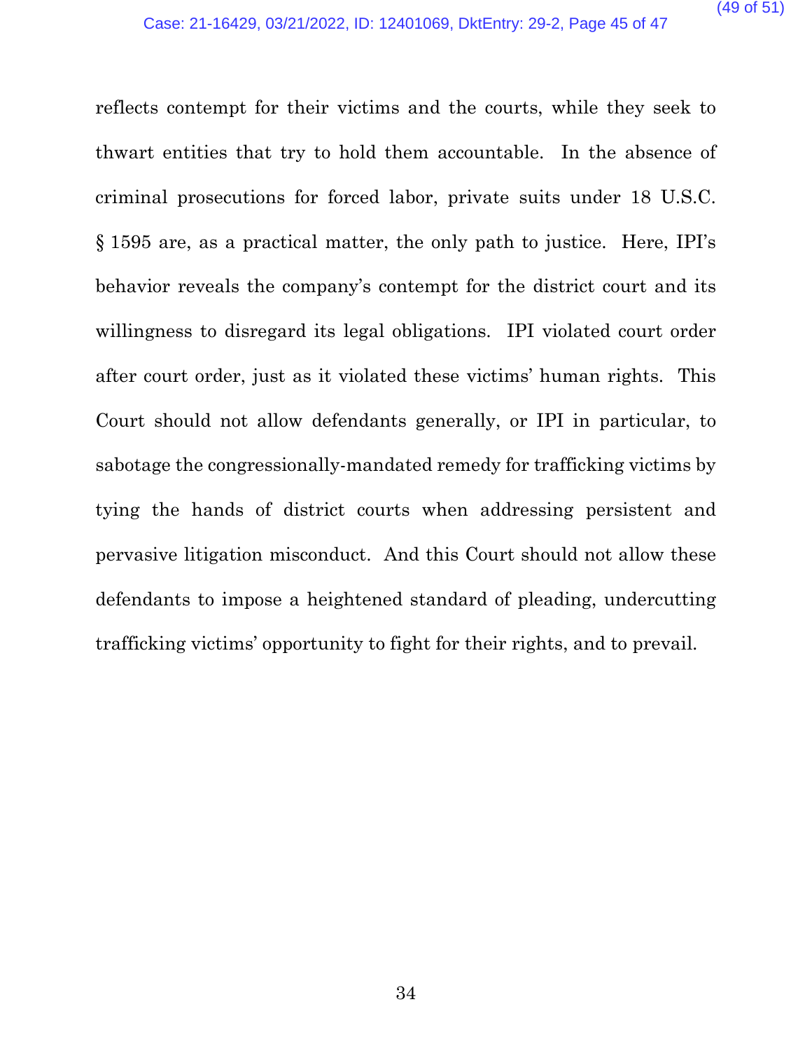reflects contempt for their victims and the courts, while they seek to thwart entities that try to hold them accountable. In the absence of criminal prosecutions for forced labor, private suits under 18 U.S.C. § 1595 are, as a practical matter, the only path to justice. Here, IPI's behavior reveals the company's contempt for the district court and its willingness to disregard its legal obligations. IPI violated court order after court order, just as it violated these victims' human rights. This Court should not allow defendants generally, or IPI in particular, to sabotage the congressionally-mandated remedy for trafficking victims by tying the hands of district courts when addressing persistent and pervasive litigation misconduct. And this Court should not allow these defendants to impose a heightened standard of pleading, undercutting trafficking victims' opportunity to fight for their rights, and to prevail.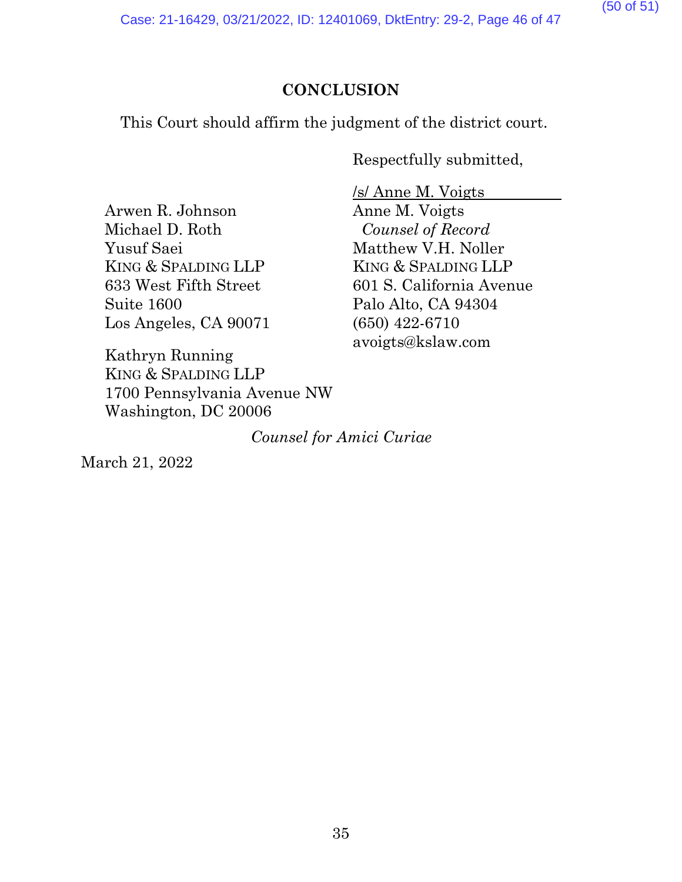## CONCLUSION

This Court should affirm the judgment of the district court.

Respectfully submitted,

/s/ Anne M. Voigts
Anne M. Voigts
*Counsel of Record*
Matthew V.H. Noller
KING & SPALDING LLP
601 S. California Avenue
Palo Alto, CA 94304
(650) 422-6710
avoigts@kslaw.com

Arwen R. Johnson
Michael D. Roth
Yusuf Saei
KING & SPALDING LLP
633 West Fifth Street
Suite 1600
Los Angeles, CA 90071

Kathryn Running
KING & SPALDING LLP
1700 Pennsylvania Avenue NW
Washington, DC 20006

*Counsel for Amici Curiae*

March 21, 2022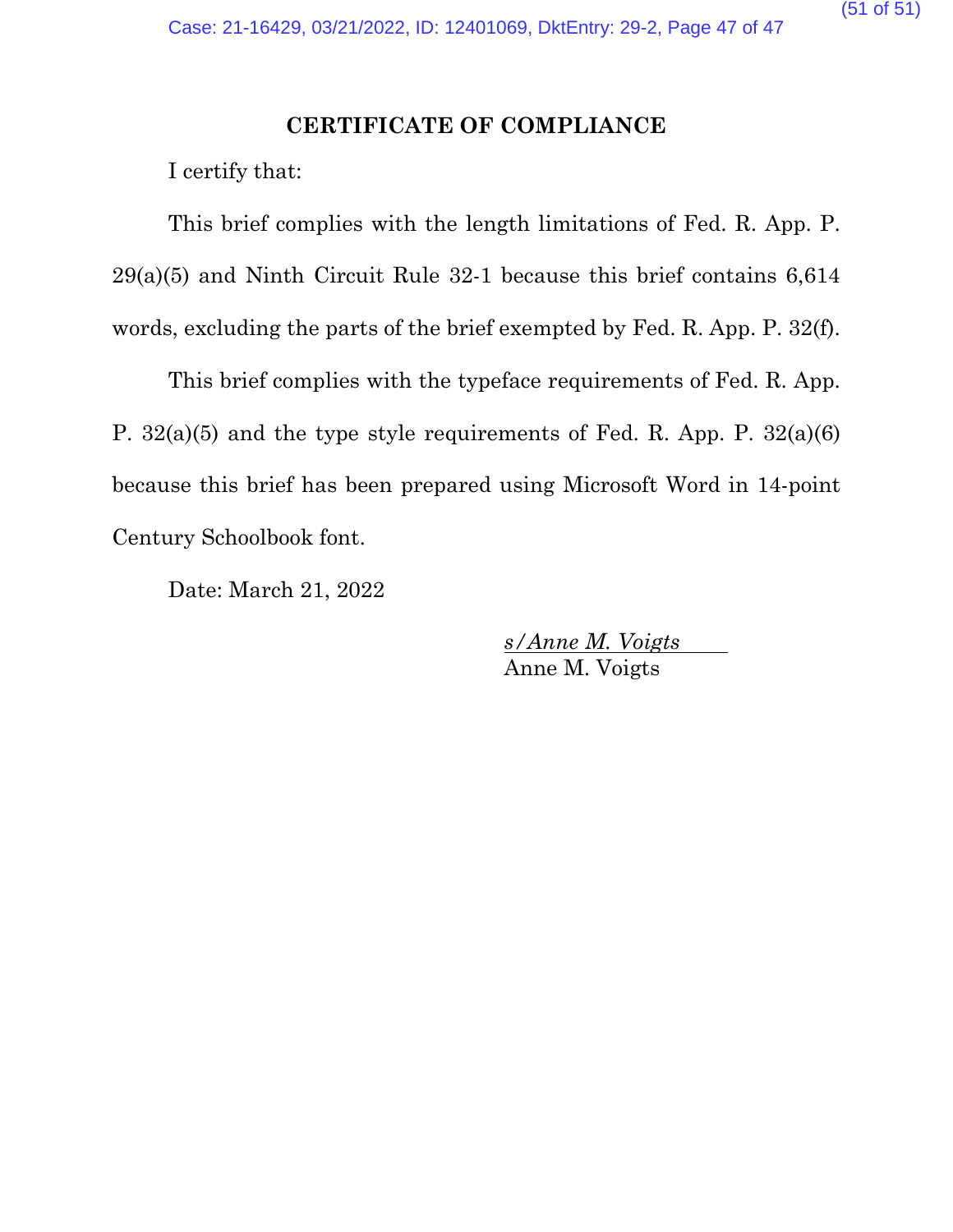## CERTIFICATE OF COMPLIANCE

I certify that:

This brief complies with the length limitations of Fed. R. App. P. 29(a)(5) and Ninth Circuit Rule 32-1 because this brief contains 6,614 words, excluding the parts of the brief exempted by Fed. R. App. P. 32(f).

This brief complies with the typeface requirements of Fed. R. App. P. 32(a)(5) and the type style requirements of Fed. R. App. P. 32(a)(6) because this brief has been prepared using Microsoft Word in 14-point Century Schoolbook font.

Date: March 21, 2022

*s/Anne M. Voigts*
Anne M. Voigts